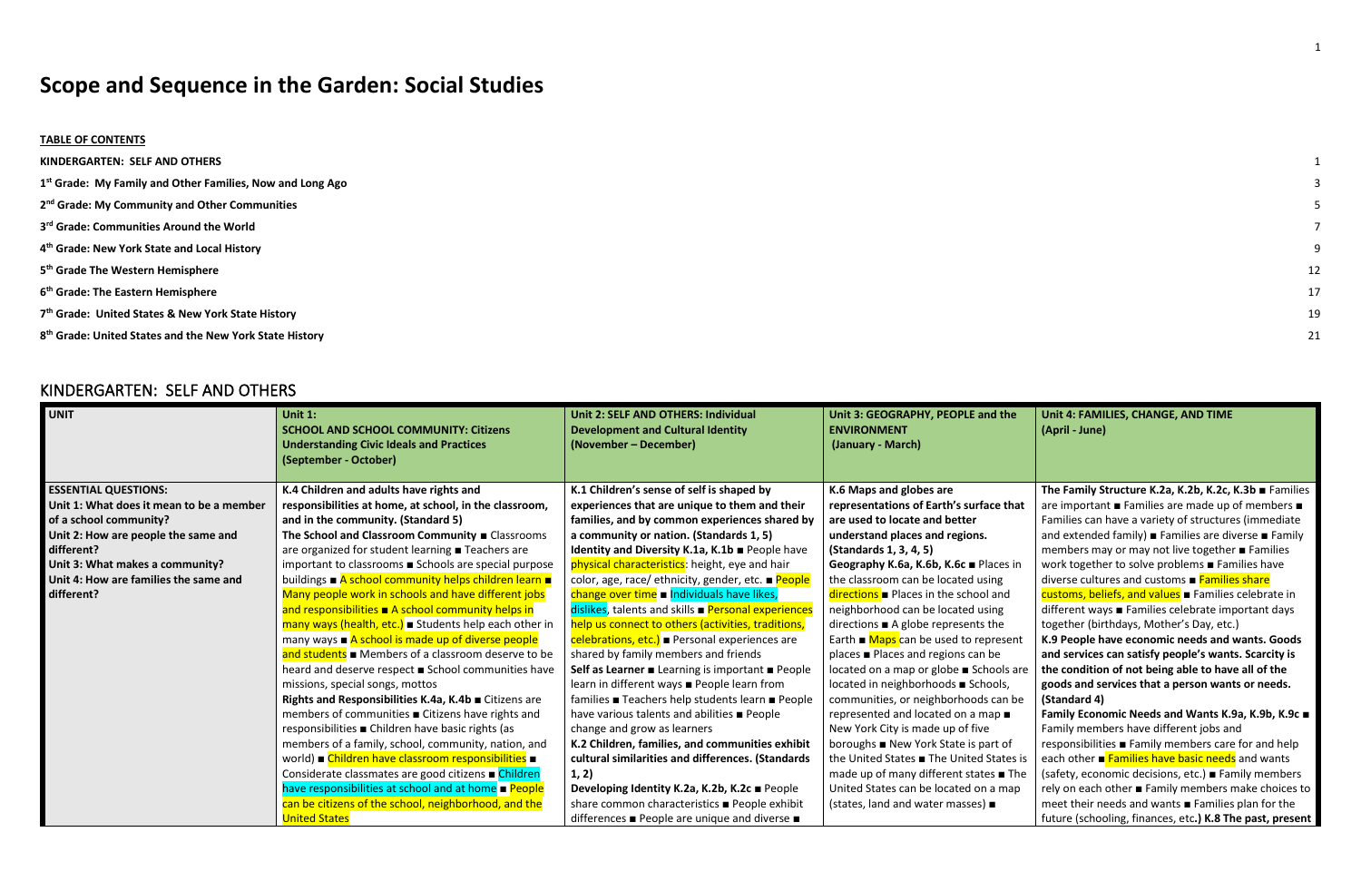# Scope and Sequence in the Garden: Social Studies

**TABLE OF CONTENTS**

| | |
|---|---|
| **KINDERGARTEN: SELF AND OTHERS** | 1 |
| **1st Grade: My Family and Other Families, Now and Long Ago** | 3 |
| **2nd Grade: My Community and Other Communities** | 5 |
| **3rd Grade: Communities Around the World** | 7 |
| **4th Grade: New York State and Local History** | 9 |
| **5th Grade The Western Hemisphere** | 12 |
| **6th Grade: The Eastern Hemisphere** | 17 |
| **7th Grade: United States & New York State History** | 19 |
| **8th Grade: United States and the New York State History** | 21 |

## KINDERGARTEN: SELF AND OTHERS

| UNIT | Unit 1: SCHOOL AND SCHOOL COMMUNITY: Citizens Understanding Civic Ideals and Practices (September - October) | Unit 2: SELF AND OTHERS: Individual Development and Cultural Identity (November – December) | Unit 3: GEOGRAPHY, PEOPLE and the ENVIRONMENT (January - March) | Unit 4: FAMILIES, CHANGE, AND TIME (April - June) |
|---|---|---|---|---|
| **ESSENTIAL QUESTIONS:** **Unit 1: What does it mean to be a member of a school community?** **Unit 2: How are people the same and different?** **Unit 3: What makes a community?** **Unit 4: How are families the same and different?** | **K.4 Children and adults have rights and responsibilities at home, at school, in the classroom, and in the community. (Standard 5)** **The School and Classroom Community** ■ Classrooms are organized for student learning ■ Teachers are important to classrooms ■ Schools are special purpose buildings ■ A school community helps children learn ■ Many people work in schools and have different jobs and responsibilities ■ A school community helps in many ways (health, etc.) ■ Students help each other in many ways ■ A school is made up of diverse people and students ■ Members of a classroom deserve to be heard and deserve respect ■ School communities have missions, special songs, mottos **Rights and Responsibilities K.4a, K.4b** ■ Citizens are members of communities ■ Citizens have rights and responsibilities ■ Children have basic rights (as members of a family, school, community, nation, and world) ■ Children have classroom responsibilities ■ Considerate classmates are good citizens ■ Children have responsibilities at school and at home ■ People can be citizens of the school, neighborhood, and the United States | **K.1 Children's sense of self is shaped by experiences that are unique to them and their families, and by common experiences shared by a community or nation. (Standards 1, 5)** **Identity and Diversity K.1a, K.1b** ■ People have physical characteristics: height, eye and hair color, age, race/ ethnicity, gender, etc. ■ People change over time ■ Individuals have likes, dislikes, talents and skills ■ Personal experiences help us connect to others (activities, traditions, celebrations, etc.) ■ Personal experiences are shared by family members and friends **Self as Learner** ■ Learning is important ■ People learn in different ways ■ People learn from families ■ Teachers help students learn ■ People have various talents and abilities ■ People change and grow as learners **K.2 Children, families, and communities exhibit cultural similarities and differences. (Standards 1, 2)** **Developing Identity K.2a, K.2b, K.2c** ■ People share common characteristics ■ People exhibit differences ■ People are unique and diverse ■ | **K.6 Maps and globes are representations of Earth's surface that are used to locate and better understand places and regions. (Standards 1, 3, 4, 5)** **Geography K.6a, K.6b, K.6c** ■ Places in the classroom can be located using directions ■ Places in the school and neighborhood can be located using directions ■ A globe represents the Earth ■ Maps can be used to represent places ■ Places and regions can be located on a map or globe ■ Schools are located in neighborhoods ■ Schools, communities, or neighborhoods can be represented and located on a map ■ New York City is made up of five boroughs ■ New York State is part of the United States ■ The United States is made up of many different states ■ The United States can be located on a map (states, land and water masses) ■ | **The Family Structure K.2a, K.2b, K.2c, K.3b** ■ Families are important ■ Families are made up of members ■ Families can have a variety of structures (immediate and extended family) ■ Families are diverse ■ Family members may or may not live together ■ Families work together to solve problems ■ Families have diverse cultures and customs ■ Families share customs, beliefs, and values ■ Families celebrate in different ways ■ Families celebrate important days together (birthdays, Mother's Day, etc.) **K.9 People have economic needs and wants. Goods and services can satisfy people's wants. Scarcity is the condition of not being able to have all of the goods and services that a person wants or needs. (Standard 4)** **Family Economic Needs and Wants K.9a, K.9b, K.9c** ■ Family members have different jobs and responsibilities ■ Family members care for and help each other ■ Families have basic needs and wants (safety, economic decisions, etc.) ■ Family members rely on each other ■ Family members make choices to meet their needs and wants ■ Families plan for the future (schooling, finances, etc**.) K.8 The past, present** |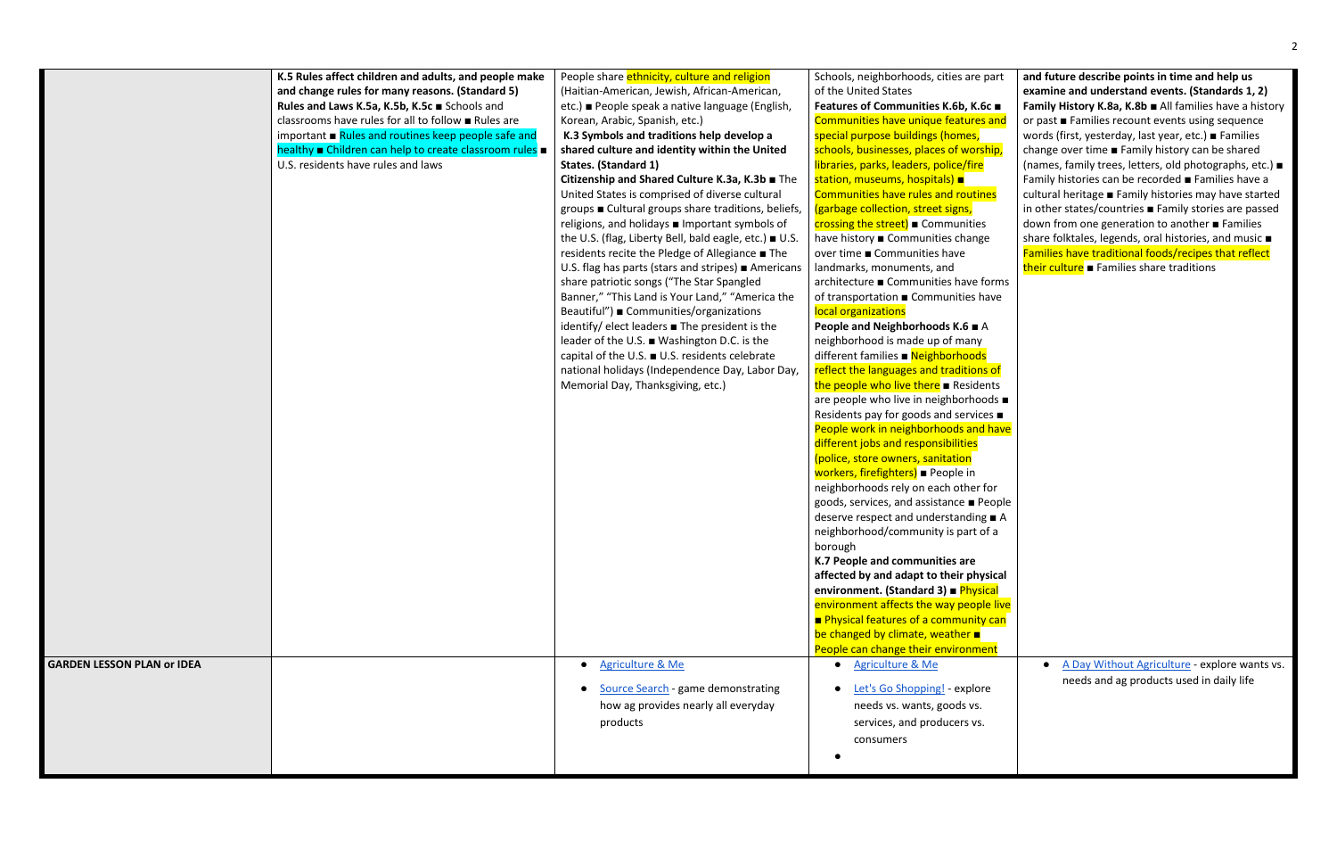| | | | | |
|---|---|---|---|---|
| | **K.5 Rules affect children and adults, and people make and change rules for many reasons. (Standard 5)** **Rules and Laws K.5a, K.5b, K.5c** ■ Schools and classrooms have rules for all to follow ■ Rules are important ■ Rules and routines keep people safe and healthy ■ Children can help to create classroom rules ■ U.S. residents have rules and laws | People share ethnicity, culture and religion (Haitian-American, Jewish, African-American, etc.) ■ People speak a native language (English, Korean, Arabic, Spanish, etc.) **K.3 Symbols and traditions help develop a shared culture and identity within the United States. (Standard 1)** **Citizenship and Shared Culture K.3a, K.3b** ■ The United States is comprised of diverse cultural groups ■ Cultural groups share traditions, beliefs, religions, and holidays ■ Important symbols of the U.S. (flag, Liberty Bell, bald eagle, etc.) ■ U.S. residents recite the Pledge of Allegiance ■ The U.S. flag has parts (stars and stripes) ■ Americans share patriotic songs ("The Star Spangled Banner," "This Land is Your Land," "America the Beautiful") ■ Communities/organizations identify/ elect leaders ■ The president is the leader of the U.S. ■ Washington D.C. is the capital of the U.S. ■ U.S. residents celebrate national holidays (Independence Day, Labor Day, Memorial Day, Thanksgiving, etc.) | Schools, neighborhoods, cities are part of the United States **Features of Communities K.6b, K.6c** ■ Communities have unique features and special purpose buildings (homes, schools, businesses, places of worship, libraries, parks, leaders, police/fire station, museums, hospitals) ■ Communities have rules and routines (garbage collection, street signs, crossing the street) ■ Communities have history ■ Communities change over time ■ Communities have landmarks, monuments, and architecture ■ Communities have forms of transportation ■ Communities have local organizations **People and Neighborhoods K.6** ■ A neighborhood is made up of many different families ■ Neighborhoods reflect the languages and traditions of the people who live there ■ Residents are people who live in neighborhoods ■ Residents pay for goods and services ■ People work in neighborhoods and have different jobs and responsibilities (police, store owners, sanitation workers, firefighters) ■ People in neighborhoods rely on each other for goods, services, and assistance ■ People deserve respect and understanding ■ A neighborhood/community is part of a borough **K.7 People and communities are affected by and adapt to their physical environment. (Standard 3)** ■ Physical environment affects the way people live ■ Physical features of a community can be changed by climate, weather ■ People can change their environment | **and future describe points in time and help us examine and understand events. (Standards 1, 2)** **Family History K.8a, K.8b** ■ All families have a history or past ■ Families recount events using sequence words (first, yesterday, last year, etc.) ■ Families change over time ■ Family history can be shared (names, family trees, letters, old photographs, etc.) ■ Family histories can be recorded ■ Families have a cultural heritage ■ Family histories may have started in other states/countries ■ Family stories are passed down from one generation to another ■ Families share folktales, legends, oral histories, and music ■ Families have traditional foods/recipes that reflect their culture ■ Families share traditions |
| **GARDEN LESSON PLAN or IDEA** | | • Agriculture & Me<br>• Source Search - game demonstrating how ag provides nearly all everyday products | • Agriculture & Me<br>• Let's Go Shopping! - explore needs vs. wants, goods vs. services, and producers vs. consumers<br>• | • A Day Without Agriculture - explore wants vs. needs and ag products used in daily life |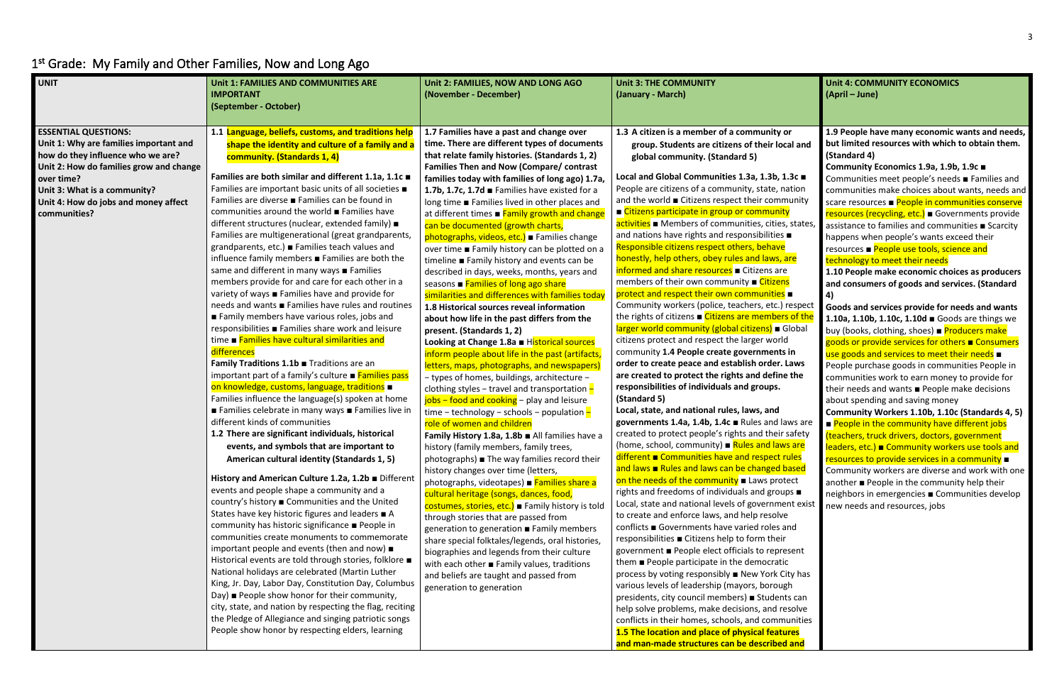# 1st Grade: My Family and Other Families, Now and Long Ago

| UNIT | Unit 1: FAMILIES AND COMMUNITIES ARE IMPORTANT (September - October) | Unit 2: FAMILIES, NOW AND LONG AGO (November - December) | Unit 3: THE COMMUNITY (January - March) | Unit 4: COMMUNITY ECONOMICS (April – June) |
|---|---|---|---|---|
| **ESSENTIAL QUESTIONS:** **Unit 1: Why are families important and how do they influence who we are?** **Unit 2: How do families grow and change over time?** **Unit 3: What is a community?** **Unit 4: How do jobs and money affect communities?** | **1.1 Language, beliefs, customs, and traditions help shape the identity and culture of a family and a community. (Standards 1, 4)** <br><br> **Families are both similar and different 1.1a, 1.1c** ■ Families are important basic units of all societies ■ Families are diverse ■ Families can be found in communities around the world ■ Families have different structures (nuclear, extended family) ■ Families are multigenerational (great grandparents, grandparents, etc.) ■ Families teach values and influence family members ■ Families are both the same and different in many ways ■ Families members provide for and care for each other in a variety of ways ■ Families have and provide for needs and wants ■ Families have rules and routines ■ Family members have various roles, jobs and responsibilities ■ Families share work and leisure time ■ Families have cultural similarities and differences <br> **Family Traditions 1.1b** ■ Traditions are an important part of a family's culture ■ Families pass on knowledge, customs, language, traditions ■ Families influence the language(s) spoken at home ■ Families celebrate in many ways ■ Families live in different kinds of communities <br> **1.2 There are significant individuals, historical events, and symbols that are important to American cultural identity (Standards 1, 5)** <br><br> **History and American Culture 1.2a, 1.2b** ■ Different events and people shape a community and a country's history ■ Communities and the United States have key historic figures and leaders ■ A community has historic significance ■ People in communities create monuments to commemorate important people and events (then and now) ■ Historical events are told through stories, folklore ■ National holidays are celebrated (Martin Luther King, Jr. Day, Labor Day, Constitution Day, Columbus Day) ■ People show honor for their community, city, state, and nation by respecting the flag, reciting the Pledge of Allegiance and singing patriotic songs People show honor by respecting elders, learning | **1.7 Families have a past and change over time. There are different types of documents that relate family histories. (Standards 1, 2)** <br> **Families Then and Now (Compare/ contrast families today with families of long ago) 1.7a, 1.7b, 1.7c, 1.7d** ■ Families have existed for a long time ■ Families lived in other places and at different times ■ Family growth and change can be documented (growth charts, photographs, videos, etc.) ■ Families change over time ■ Family history can be plotted on a timeline ■ Family history and events can be described in days, weeks, months, years and seasons ■ Families of long ago share similarities and differences with families today <br> **1.8 Historical sources reveal information about how life in the past differs from the present. (Standards 1, 2)** <br> **Looking at Change 1.8a** ■ Historical sources inform people about life in the past (artifacts, letters, maps, photographs, and newspapers) – types of homes, buildings, architecture – clothing styles – travel and transportation – jobs – food and cooking – play and leisure time – technology – schools – population – role of women and children <br> **Family History 1.8a, 1.8b** ■ All families have a history (family members, family trees, photographs) ■ The way families record their history changes over time (letters, photographs, videotapes) ■ Families share a cultural heritage (songs, dances, food, costumes, stories, etc.) ■ Family history is told through stories that are passed from generation to generation ■ Family members share special folktales/legends, oral histories, biographies and legends from their culture with each other ■ Family values, traditions and beliefs are taught and passed from generation to generation | **1.3 A citizen is a member of a community or group. Students are citizens of their local and global community. (Standard 5)** <br><br> **Local and Global Communities 1.3a, 1.3b, 1.3c** ■ People are citizens of a community, state, nation and the world ■ Citizens respect their community ■ Citizens participate in group or community activities ■ Members of communities, cities, states, and nations have rights and responsibilities ■ Responsible citizens respect others, behave honestly, help others, obey rules and laws, are informed and share resources ■ Citizens are members of their own community ■ Citizens protect and respect their own communities ■ Community workers (police, teachers, etc.) respect the rights of citizens ■ Citizens are members of the larger world community (global citizens) ■ Global citizens protect and respect the larger world community **1.4 People create governments in order to create peace and establish order. Laws are created to protect the rights and define the responsibilities of individuals and groups. (Standard 5)** <br> **Local, state, and national rules, laws, and governments 1.4a, 1.4b, 1.4c** ■ Rules and laws are created to protect people's rights and their safety (home, school, community) ■ Rules and laws are different ■ Communities have and respect rules and laws ■ Rules and laws can be changed based on the needs of the community ■ Laws protect rights and freedoms of individuals and groups ■ Local, state and national levels of government exist to create and enforce laws, and help resolve conflicts ■ Governments have varied roles and responsibilities ■ Citizens help to form their government ■ People elect officials to represent them ■ People participate in the democratic process by voting responsibly ■ New York City has various levels of leadership (mayors, borough presidents, city council members) ■ Students can help solve problems, make decisions, and resolve conflicts in their homes, schools, and communities <br> **1.5 The location and place of physical features and man-made structures can be described and** | **1.9 People have many economic wants and needs, but limited resources with which to obtain them. (Standard 4)** <br> **Community Economics 1.9a, 1.9b, 1.9c** ■ Communities meet people's needs ■ Families and communities make choices about wants, needs and scare resources ■ People in communities conserve resources (recycling, etc.) ■ Governments provide assistance to families and communities ■ Scarcity happens when people's wants exceed their resources ■ People use tools, science and technology to meet their needs <br> **1.10 People make economic choices as producers and consumers of goods and services. (Standard 4)** <br> **Goods and services provide for needs and wants 1.10a, 1.10b, 1.10c, 1.10d** ■ Goods are things we buy (books, clothing, shoes) ■ Producers make goods or provide services for others ■ Consumers use goods and services to meet their needs ■ People purchase goods in communities People in communities work to earn money to provide for their needs and wants ■ People make decisions about spending and saving money <br> **Community Workers 1.10b, 1.10c (Standards 4, 5)** ■ People in the community have different jobs (teachers, truck drivers, doctors, government leaders, etc.) ■ Community workers use tools and resources to provide services in a community ■ Community workers are diverse and work with one another ■ People in the community help their neighbors in emergencies ■ Communities develop new needs and resources, jobs |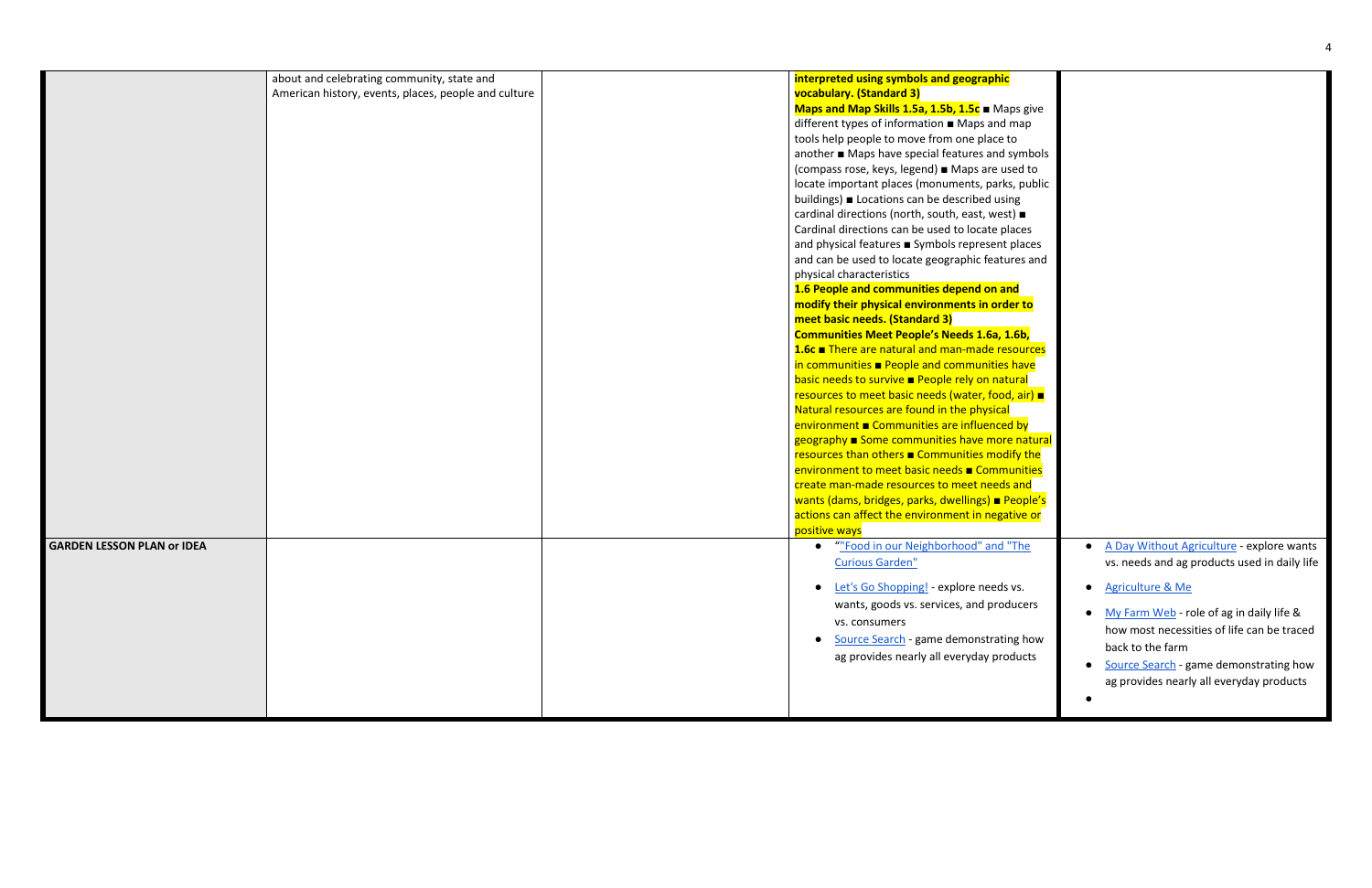| | | | | |
|---|---|---|---|---|
| | about and celebrating community, state and American history, events, places, people and culture | | **interpreted using symbols and geographic vocabulary. (Standard 3)** **Maps and Map Skills 1.5a, 1.5b, 1.5c** ■ Maps give different types of information ■ Maps and map tools help people to move from one place to another ■ Maps have special features and symbols (compass rose, keys, legend) ■ Maps are used to locate important places (monuments, parks, public buildings) ■ Locations can be described using cardinal directions (north, south, east, west) ■ Cardinal directions can be used to locate places and physical features ■ Symbols represent places and can be used to locate geographic features and physical characteristics **1.6 People and communities depend on and modify their physical environments in order to meet basic needs. (Standard 3)** **Communities Meet People's Needs 1.6a, 1.6b, 1.6c** ■ There are natural and man-made resources in communities ■ People and communities have basic needs to survive ■ People rely on natural resources to meet basic needs (water, food, air) ■ Natural resources are found in the physical environment ■ Communities are influenced by geography ■ Some communities have more natural resources than others ■ Communities modify the environment to meet basic needs ■ Communities create man-made resources to meet needs and wants (dams, bridges, parks, dwellings) ■ People's actions can affect the environment in negative or positive ways | |
| **GARDEN LESSON PLAN or IDEA** | | | • “"Food in our Neighborhood" and "The Curious Garden"<br>• Let's Go Shopping! - explore needs vs. wants, goods vs. services, and producers vs. consumers<br>• Source Search - game demonstrating how ag provides nearly all everyday products | • A Day Without Agriculture - explore wants vs. needs and ag products used in daily life<br>• Agriculture & Me<br>• My Farm Web - role of ag in daily life & how most necessities of life can be traced back to the farm<br>• Source Search - game demonstrating how ag provides nearly all everyday products<br>• |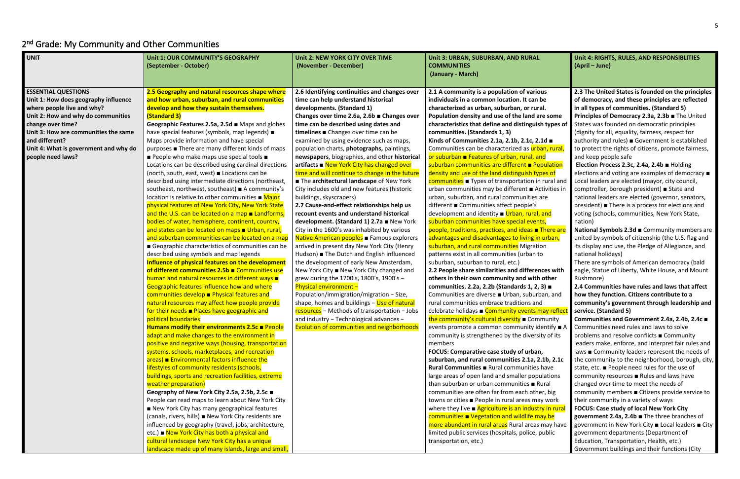## 2[nd] Grade: My Community and Other Communities

| UNIT | Unit 1: OUR COMMUNITY'S GEOGRAPHY (September - October) | Unit 2: NEW YORK CITY OVER TIME (November - December) | Unit 3: URBAN, SUBURBAN, AND RURAL COMMUNITIES (January - March) | Unit 4: RIGHTS, RULES, AND RESPONSIBLITIES (April – June) |
|---|---|---|---|---|
| **ESSENTIAL QUESTIONS** **Unit 1: How does geography influence where people live and why?** **Unit 2: How and why do communities change over time?** **Unit 3: How are communities the same and different?** **Unit 4: What is government and why do people need laws?** | **2.5 Geography and natural resources shape where and how urban, suburban, and rural communities develop and how they sustain themselves. (Standard 3)** **Geographic Features 2.5a, 2.5d** ■ Maps and globes have special features (symbols, map legends) ■ Maps provide information and have special purposes ■ There are many different kinds of maps ■ People who make maps use special tools ■ Locations can be described using cardinal directions (north, south, east, west) ■ Locations can be described using intermediate directions (northeast, southeast, northwest, southeast) ■ A community's location is relative to other communities ■ Major physical features of New York City, New York State and the U.S. can be located on a map ■ Landforms, bodies of water, hemisphere, continent, country, and states can be located on maps ■ Urban, rural, and suburban communities can be located on a map ■ Geographic characteristics of communities can be described using symbols and map legends **Influence of physical features on the development of different communities 2.5b** ■ Communities use human and natural resources in different ways ■ Geographic features influence how and where communities develop ■ Physical features and natural resources may affect how people provide for their needs ■ Places have geographic and political boundaries **Humans modify their environments 2.5c** ■ People adapt and make changes to the environment in positive and negative ways (housing, transportation systems, schools, marketplaces, and recreation areas) ■ Environmental factors influence the lifestyles of community residents (schools, buildings, sports and recreation facilities, extreme weather preparation) **Geography of New York City 2.5a, 2.5b, 2.5c** ■ People can read maps to learn about New York City ■ New York City has many geographical features (canals, rivers, hills) ■ New York City residents are influenced by geography (travel, jobs, architecture, etc.) ■ New York City has both a physical and cultural landscape New York City has a unique landscape made up of many islands, large and small, | **2.6 Identifying continuities and changes over time can help understand historical developments. (Standard 1)** **Changes over time 2.6a, 2.6b** ■ **Changes over time can be described using dates and timelines** ■ Changes over time can be examined by using evidence such as maps, population charts, **photographs,** paintings, **newspapers**, biographies, and other **historical** artifacts ■ New York City has changed over time and will continue to change in the future ■ The **architectural landscape** of New York City includes old and new features (historic buildings, skyscrapers) **2.7 Cause-and-effect relationships help us recount events and understand historical development. (Standard 1) 2.7a** ■ New York City in the 1600's was inhabited by various Native American peoples ■ Famous explorers arrived in present day New York City (Henry Hudson) ■ The Dutch and English influenced the development of early New Amsterdam, New York City ■ New York City changed and grew during the 1700's, 1800's, 1900's – Physical environment – Population/immigration/migration – Size, shape, homes and buildings – Use of natural resources – Methods of transportation – Jobs and industry – Technological advances – Evolution of communities and neighborhoods | **2.1 A community is a population of various individuals in a common location. It can be characterized as urban, suburban, or rural. Population density and use of the land are some characteristics that define and distinguish types of communities. (Standards 1, 3)** **Kinds of Communities 2.1a, 2.1b, 2.1c, 2.1d** ■ Communities can be characterized as urban, rural, or suburban ■ Features of urban, rural, and suburban communities are different ■ Population density and use of the land distinguish types of communities ■ Types of transportation in rural and urban communities may be different ■ Activities in urban, suburban, and rural communities are different ■ Communities affect people's development and identity ■ Urban, rural, and suburban communities have special events, people, traditions, practices, and ideas ■ There are advantages and disadvantages to living in urban, suburban, and rural communities Migration patterns exist in all communities (urban to suburban, suburban to rural, etc.) **2.2 People share similarities and differences with others in their own community and with other communities. 2.2a, 2.2b (Standards 1, 2, 3)** ■ Communities are diverse ■ Urban, suburban, and rural communities embrace traditions and celebrate holidays ■ Community events may reflect the community's cultural diversity ■ Community events promote a common community identify ■ A community is strengthened by the diversity of its members **FOCUS: Comparative case study of urban, suburban, and rural communities 2.1a, 2.1b, 2.1c** **Rural Communities** ■ Rural communities have large areas of open land and smaller populations than suburban or urban communities ■ Rural communities are often far from each other, big towns or cities ■ People in rural areas may work where they live ■ Agriculture is an industry in rural communities ■ Vegetation and wildlife may be more abundant in rural areas Rural areas may have limited public services (hospitals, police, public transportation, etc.) | **2.3 The United States is founded on the principles of democracy, and these principles are reflected in all types of communities. (Standard 5)** **Principles of Democracy 2.3a, 2.3b** ■ The United States was founded on democratic principles (dignity for all, equality, fairness, respect for authority and rules) ■ Government is established to protect the rights of citizens, promote fairness, and keep people safe **Election Process 2.3c, 2.4a, 2.4b** ■ Holding elections and voting are examples of democracy ■ Local leaders are elected (mayor, city council, comptroller, borough president) ■ State and national leaders are elected (governor, senators, president) ■ There is a process for elections and voting (schools, communities, New York State, nation) **National Symbols 2.3d** ■ Community members are united by symbols of citizenship (the U.S. flag and its display and use, the Pledge of Allegiance, and national holidays) There are symbols of American democracy (bald eagle, Statue of Liberty, White House, and Mount Rushmore) **2.4 Communities have rules and laws that affect how they function. Citizens contribute to a community's government through leadership and service. (Standard 5)** **Communities and Government 2.4a, 2.4b, 2.4c** ■ Communities need rules and laws to solve problems and resolve conflicts ■ Community leaders make, enforce, and interpret fair rules and laws ■ Community leaders represent the needs of the community to the neighborhood, borough, city, state, etc. ■ People need rules for the use of community resources ■ Rules and laws have changed over time to meet the needs of community members ■ Citizens provide service to their community in a variety of ways **FOCUS: Case study of local New York City government 2.4a, 2.4b** ■ The three branches of government in New York City ■ Local leaders ■ City government departments (Department of Education, Transportation, Health, etc.) Government buildings and their functions (City |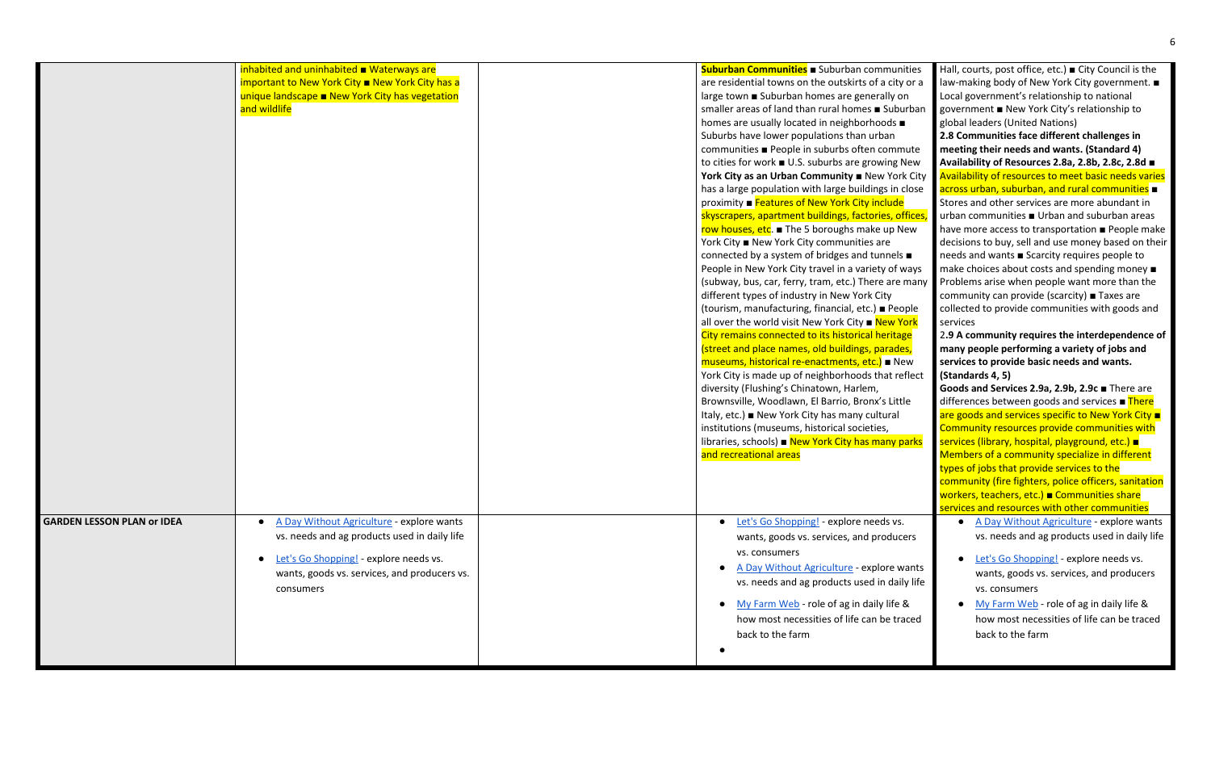| | | | | |
|---|---|---|---|---|
| | inhabited and uninhabited ■ Waterways are important to New York City ■ New York City has a unique landscape ■ New York City has vegetation and wildlife | | **Suburban Communities** ■ Suburban communities are residential towns on the outskirts of a city or a large town ■ Suburban homes are generally on smaller areas of land than rural homes ■ Suburban homes are usually located in neighborhoods ■ Suburbs have lower populations than urban communities ■ People in suburbs often commute to cities for work ■ U.S. suburbs are growing **New York City as an Urban Community** ■ New York City has a large population with large buildings in close proximity ■ Features of New York City include skyscrapers, apartment buildings, factories, offices, row houses, etc. ■ The 5 boroughs make up New York City ■ New York City communities are connected by a system of bridges and tunnels ■ People in New York City travel in a variety of ways (subway, bus, car, ferry, tram, etc.) There are many different types of industry in New York City (tourism, manufacturing, financial, etc.) ■ People all over the world visit New York City ■ New York City remains connected to its historical heritage (street and place names, old buildings, parades, museums, historical re-enactments, etc.) ■ New York City is made up of neighborhoods that reflect diversity (Flushing's Chinatown, Harlem, Brownsville, Woodlawn, El Barrio, Bronx's Little Italy, etc.) ■ New York City has many cultural institutions (museums, historical societies, libraries, schools) ■ New York City has many parks and recreational areas | Hall, courts, post office, etc.) ■ City Council is the law-making body of New York City government. ■ Local government's relationship to national government ■ New York City's relationship to global leaders (United Nations) **2.8 Communities face different challenges in meeting their needs and wants. (Standard 4) Availability of Resources 2.8a, 2.8b, 2.8c, 2.8d** ■ Availability of resources to meet basic needs varies across urban, suburban, and rural communities ■ Stores and other services are more abundant in urban communities ■ Urban and suburban areas have more access to transportation ■ People make decisions to buy, sell and use money based on their needs and wants ■ Scarcity requires people to make choices about costs and spending money ■ Problems arise when people want more than the community can provide (scarcity) ■ Taxes are collected to provide communities with goods and services 2**.9 A community requires the interdependence of many people performing a variety of jobs and services to provide basic needs and wants. (Standards 4, 5) Goods and Services 2.9a, 2.9b, 2.9c** ■ There are differences between goods and services ■ There are goods and services specific to New York City ■ Community resources provide communities with services (library, hospital, playground, etc.) ■ Members of a community specialize in different types of jobs that provide services to the community (fire fighters, police officers, sanitation workers, teachers, etc.) ■ Communities share services and resources with other communities |
| **GARDEN LESSON PLAN or IDEA** | • A Day Without Agriculture - explore wants vs. needs and ag products used in daily life<br>• Let's Go Shopping! - explore needs vs. wants, goods vs. services, and producers vs. consumers | | • Let's Go Shopping! - explore needs vs. wants, goods vs. services, and producers vs. consumers<br>• A Day Without Agriculture - explore wants vs. needs and ag products used in daily life<br>• My Farm Web - role of ag in daily life & how most necessities of life can be traced back to the farm<br>• | • A Day Without Agriculture - explore wants vs. needs and ag products used in daily life<br>• Let's Go Shopping! - explore needs vs. wants, goods vs. services, and producers vs. consumers<br>• My Farm Web - role of ag in daily life & how most necessities of life can be traced back to the farm |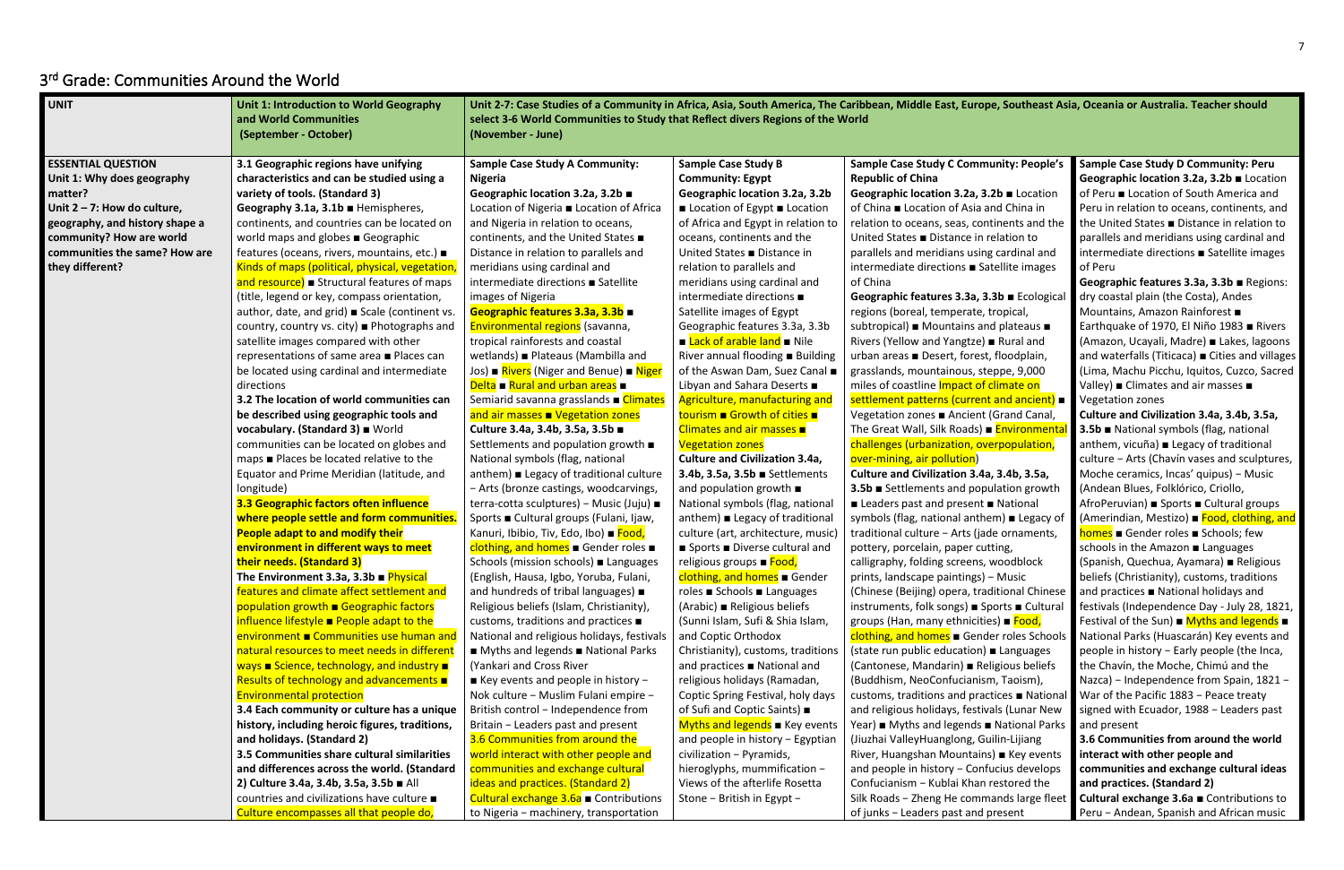## 3rd Grade: Communities Around the World

| UNIT | Unit 1: Introduction to World Geography and World Communities (September - October) | Unit 2-7: Case Studies of a Community in Africa, Asia, South America, The Caribbean, Middle East, Europe, Southeast Asia, Oceania or Australia. Teacher should select 3-6 World Communities to Study that Reflect divers Regions of the World (November - June) | | | |
|---|---|---|---|---|---|
| **ESSENTIAL QUESTION** **Unit 1: Why does geography matter?** **Unit 2 – 7: How do culture, geography, and history shape a community? How are world communities the same? How are they different?** | **3.1 Geographic regions have unifying characteristics and can be studied using a variety of tools. (Standard 3)** Geography 3.1a, 3.1b ■ Hemispheres, continents, and countries can be located on world maps and globes ■ Geographic features (oceans, rivers, mountains, etc.) ■ Kinds of maps (political, physical, vegetation, and resource) ■ Structural features of maps (title, legend or key, compass orientation, author, date, and grid) ■ Scale (continent vs. country, country vs. city) ■ Photographs and satellite images compared with other representations of same area ■ Places can be located using cardinal and intermediate directions **3.2 The location of world communities can be described using geographic tools and vocabulary. (Standard 3)** ■ World communities can be located on globes and maps ■ Places be located relative to the Equator and Prime Meridian (latitude, and longitude) **3.3 Geographic factors often influence where people settle and form communities. People adapt to and modify their environment in different ways to meet their needs. (Standard 3)** **The Environment 3.3a, 3.3b** ■ Physical features and climate affect settlement and population growth ■ Geographic factors influence lifestyle ■ People adapt to the environment ■ Communities use human and natural resources to meet needs in different ways ■ Science, technology, and industry ■ Results of technology and advancements ■ Environmental protection **3.4 Each community or culture has a unique history, including heroic figures, traditions, and holidays. (Standard 2)** **3.5 Communities share cultural similarities and differences across the world. (Standard 2)** Culture 3.4a, 3.4b, 3.5a, 3.5b ■ All countries and civilizations have culture ■ Culture encompasses all that people do, | **Sample Case Study A Community: Nigeria** **Geographic location 3.2a, 3.2b** ■ Location of Nigeria ■ Location of Africa and Nigeria in relation to oceans, continents, and the United States ■ Distance in relation to parallels and meridians using cardinal and intermediate directions ■ Satellite images of Nigeria **Geographic features 3.3a, 3.3b** ■ Environmental regions (savanna, tropical rainforests and coastal wetlands) ■ Plateaus (Mambilla and Jos) ■ Rivers (Niger and Benue) ■ Niger Delta ■ Rural and urban areas ■ Semiarid savanna grasslands ■ Climates and air masses ■ Vegetation zones **Culture 3.4a, 3.4b, 3.5a, 3.5b** ■ Settlements and population growth ■ National symbols (flag, national anthem) ■ Legacy of traditional culture – Arts (bronze castings, woodcarvings, terra-cotta sculptures) – Music (Juju) ■ Sports ■ Cultural groups (Fulani, Ijaw, Kanuri, Ibibio, Tiv, Edo, Ibo) ■ Food, clothing, and homes ■ Gender roles ■ Schools (mission schools) ■ Languages (English, Hausa, Igbo, Yoruba, Fulani, and hundreds of tribal languages) ■ Religious beliefs (Islam, Christianity), customs, traditions and practices ■ National and religious holidays, festivals ■ Myths and legends ■ National Parks (Yankari and Cross River ■ Key events and people in history – Nok culture – Muslim Fulani empire – British control – Independence from Britain – Leaders past and present **3.6 Communities from around the world interact with other people and communities and exchange cultural ideas and practices. (Standard 2)** **Cultural exchange 3.6a** ■ Contributions to Nigeria – machinery, transportation | **Sample Case Study B Community: Egypt** **Geographic location 3.2a, 3.2b** ■ Location of Egypt ■ Location of Africa and Egypt in relation to oceans, continents and the United States ■ Distance in relation to parallels and meridians using cardinal and intermediate directions ■ Satellite images of Egypt Geographic features 3.3a, 3.3b ■ Lack of arable land ■ Nile River annual flooding ■ Building of the Aswan Dam, Suez Canal ■ Libyan and Sahara Deserts ■ Agriculture, manufacturing and tourism ■ Growth of cities ■ Climates and air masses ■ Vegetation zones **Culture and Civilization 3.4a, 3.4b, 3.5a, 3.5b** ■ Settlements and population growth ■ National symbols (flag, national anthem) ■ Legacy of traditional culture (art, architecture, music) ■ Sports ■ Diverse cultural and religious groups ■ Food, clothing, and homes ■ Gender roles ■ Schools ■ Languages (Arabic) ■ Religious beliefs (Sunni Islam, Sufi & Shia Islam, and Coptic Orthodox Christianity), customs, traditions and practices ■ National and religious holidays (Ramadan, Coptic Spring Festival, holy days of Sufi and Coptic Saints) ■ Myths and legends ■ Key events and people in history – Egyptian civilization – Pyramids, hieroglyphs, mummification – Views of the afterlife Rosetta Stone – British in Egypt – | **Sample Case Study C Community: People's Republic of China** **Geographic location 3.2a, 3.2b** ■ Location of China ■ Location of Asia and China in relation to oceans, seas, continents and the United States ■ Distance in relation to parallels and meridians using cardinal and intermediate directions ■ Satellite images of China **Geographic features 3.3a, 3.3b** ■ Ecological regions (boreal, temperate, tropical, subtropical) ■ Mountains and plateaus ■ Rivers (Yellow and Yangtze) ■ Rural and urban areas ■ Desert, forest, floodplain, grasslands, mountainous, steppe, 9,000 miles of coastline Impact of climate on settlement patterns (current and ancient) ■ Vegetation zones ■ Ancient (Grand Canal, The Great Wall, Silk Roads) ■ Environmental challenges (urbanization, overpopulation, over-mining, air pollution) **Culture and Civilization 3.4a, 3.4b, 3.5a, 3.5b** ■ Settlements and population growth ■ Leaders past and present ■ National symbols (flag, national anthem) ■ Legacy of traditional culture – Arts (jade ornaments, pottery, porcelain, paper cutting, calligraphy, folding screens, woodblock prints, landscape paintings) – Music (Chinese (Beijing) opera, traditional Chinese instruments, folk songs) ■ Sports ■ Cultural groups (Han, many ethnicities) ■ Food, clothing, and homes ■ Gender roles Schools (state run public education) ■ Languages (Cantonese, Mandarin) ■ Religious beliefs (Buddhism, NeoConfucianism, Taoism), customs, traditions and practices ■ National and religious holidays, festivals (Lunar New Year) ■ Myths and legends ■ National Parks (Jiuzhai ValleyHuanglong, Guilin-Lijiang River, Huangshan Mountains) ■ Key events and people in history – Confucius develops Confucianism – Kublai Khan restored the Silk Roads – Zheng He commands large fleet of junks – Leaders past and present | **Sample Case Study D Community: Peru** **Geographic location 3.2a, 3.2b** ■ Location of Peru ■ Location of South America and Peru in relation to oceans, continents, and the United States ■ Distance in relation to parallels and meridians using cardinal and intermediate directions ■ Satellite images of Peru **Geographic features 3.3a, 3.3b** ■ Regions: dry coastal plain (the Costa), Andes Mountains, Amazon Rainforest ■ Earthquake of 1970, El Niño 1983 ■ Rivers (Amazon, Ucayali, Madre) ■ Lakes, lagoons and waterfalls (Titicaca) ■ Cities and villages (Lima, Machu Picchu, Iquitos, Cuzco, Sacred Valley) ■ Climates and air masses ■ Vegetation zones **Culture and Civilization 3.4a, 3.4b, 3.5a, 3.5b** ■ National symbols (flag, national anthem, vicuña) ■ Legacy of traditional culture – Arts (Chavín vases and sculptures, Moche ceramics, Incas' quipus) – Music (Andean Blues, Folklórico, Criollo, AfroPeruvian) ■ Sports ■ Cultural groups (Amerindian, Mestizo) ■ Food, clothing, and homes ■ Gender roles ■ Schools; few schools in the Amazon ■ Languages (Spanish, Quechua, Aymara) ■ Religious beliefs (Christianity), customs, traditions and practices ■ National holidays and festivals (Independence Day - July 28, 1821, Festival of the Sun) ■ Myths and legends ■ National Parks (Huascarán) Key events and people in history – Early people (the Inca, the Chavín, the Moche, Chimú and the Nazca) – Independence from Spain, 1821 – War of the Pacific 1883 – Peace treaty signed with Ecuador, 1988 – Leaders past and present **3.6 Communities from around the world interact with other people and communities and exchange cultural ideas and practices. (Standard 2)** **Cultural exchange 3.6a** ■ Contributions to Peru – Andean, Spanish and African music |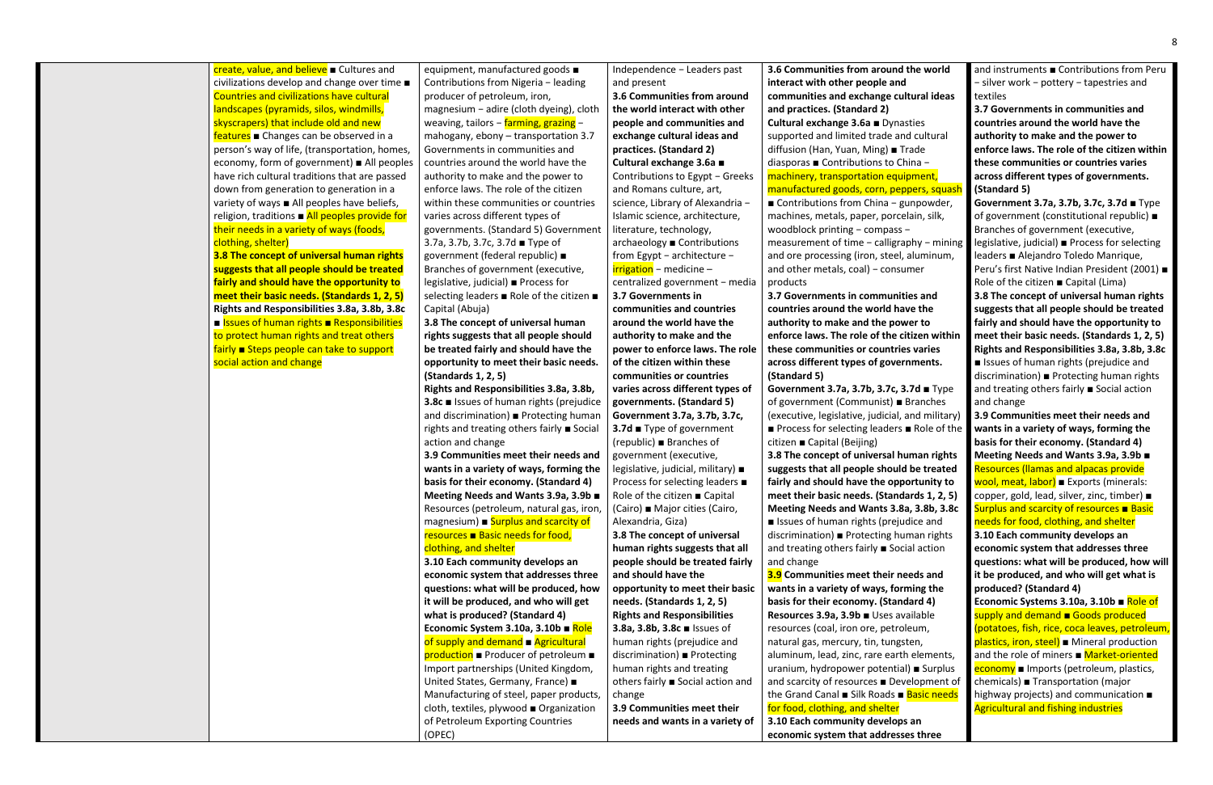| | | | | | |
|---|---|---|---|---|---|
| | create, value, and believe ■ Cultures and civilizations develop and change over time ■ Countries and civilizations have cultural landscapes (pyramids, silos, windmills, skyscrapers) that include old and new features ■ Changes can be observed in a person's way of life, (transportation, homes, economy, form of government) ■ All peoples have rich cultural traditions that are passed down from generation to generation in a variety of ways ■ All peoples have beliefs, religion, traditions ■ All peoples provide for their needs in a variety of ways (foods, clothing, shelter)<br>**3.8 The concept of universal human rights suggests that all people should be treated fairly and should have the opportunity to meet their basic needs. (Standards 1, 2, 5)**<br>**Rights and Responsibilities 3.8a, 3.8b, 3.8c** ■ Issues of human rights ■ Responsibilities to protect human rights and treat others fairly ■ Steps people can take to support social action and change | equipment, manufactured goods ■ Contributions from Nigeria – leading producer of petroleum, iron, magnesium – adire (cloth dyeing), cloth weaving, tailors – farming, grazing – mahogany, ebony – transportation 3.7 Governments in communities and countries around the world have the authority to make and the power to enforce laws. The role of the citizen within these communities or countries varies across different types of governments. (Standard 5) Government 3.7a, 3.7b, 3.7c, 3.7d ■ Type of government (federal republic) ■ Branches of government (executive, legislative, judicial) ■ Process for selecting leaders ■ Role of the citizen ■ Capital (Abuja)<br>**3.8 The concept of universal human rights suggests that all people should be treated fairly and should have the opportunity to meet their basic needs. (Standards 1, 2, 5)**<br>**Rights and Responsibilities 3.8a, 3.8b, 3.8c** ■ Issues of human rights (prejudice and discrimination) ■ Protecting human rights and treating others fairly ■ Social action and change<br>**3.9 Communities meet their needs and wants in a variety of ways, forming the basis for their economy. (Standard 4)**<br>**Meeting Needs and Wants 3.9a, 3.9b** ■ Resources (petroleum, natural gas, iron, magnesium) ■ Surplus and scarcity of resources ■ Basic needs for food, clothing, and shelter<br>**3.10 Each community develops an economic system that addresses three questions: what will be produced, how it will be produced, and who will get what is produced? (Standard 4)**<br>**Economic System 3.10a, 3.10b** ■ Role of supply and demand ■ Agricultural production ■ Producer of petroleum ■ Import partnerships (United Kingdom, United States, Germany, France) ■ Manufacturing of steel, paper products, cloth, textiles, plywood ■ Organization of Petroleum Exporting Countries (OPEC) | Independence – Leaders past and present<br>**3.6 Communities from around the world interact with other people and communities and exchange cultural ideas and practices. (Standard 2)**<br>**Cultural exchange 3.6a** ■ Contributions to Egypt – Greeks and Romans culture, art, science, Library of Alexandria – Islamic science, architecture, literature, technology, archaeology ■ Contributions from Egypt – architecture – irrigation – medicine – centralized government – media<br>**3.7 Governments in communities and countries around the world have the authority to make and the power to enforce laws. The role of the citizen within these communities or countries varies across different types of governments. (Standard 5)**<br>**Government 3.7a, 3.7b, 3.7c, 3.7d** ■ Type of government (republic) ■ Branches of government (executive, legislative, judicial, military) ■ Process for selecting leaders ■ Role of the citizen ■ Capital (Cairo) ■ Major cities (Cairo, Alexandria, Giza)<br>**3.8 The concept of universal human rights suggests that all people should be treated fairly and should have the opportunity to meet their basic needs. (Standards 1, 2, 5)**<br>**Rights and Responsibilities 3.8a, 3.8b, 3.8c** ■ Issues of human rights (prejudice and discrimination) ■ Protecting human rights and treating others fairly ■ Social action and change<br>**3.9 Communities meet their needs and wants in a variety of** | **3.6 Communities from around the world interact with other people and communities and exchange cultural ideas and practices. (Standard 2)**<br>**Cultural exchange 3.6a** ■ Dynasties supported and limited trade and cultural diffusion (Han, Yuan, Ming) ■ Trade diasporas ■ Contributions to China – machinery, transportation equipment, manufactured goods, corn, peppers, squash ■ Contributions from China – gunpowder, machines, metals, paper, porcelain, silk, woodblock printing – compass – measurement of time – calligraphy – mining and ore processing (iron, steel, aluminum, and other metals, coal) – consumer products<br>**3.7 Governments in communities and countries around the world have the authority to make and the power to enforce laws. The role of the citizen within these communities or countries varies across different types of governments. (Standard 5)**<br>**Government 3.7a, 3.7b, 3.7c, 3.7d** ■ Type of government (Communist) ■ Branches (executive, legislative, judicial, and military) ■ Process for selecting leaders ■ Role of the citizen ■ Capital (Beijing)<br>**3.8 The concept of universal human rights suggests that all people should be treated fairly and should have the opportunity to meet their basic needs. (Standards 1, 2, 5)**<br>**Meeting Needs and Wants 3.8a, 3.8b, 3.8c** ■ Issues of human rights (prejudice and discrimination) ■ Protecting human rights and treating others fairly ■ Social action and change<br>**3.9 Communities meet their needs and wants in a variety of ways, forming the basis for their economy. (Standard 4)**<br>**Resources 3.9a, 3.9b** ■ Uses available resources (coal, iron ore, petroleum, natural gas, mercury, tin, tungsten, aluminum, lead, zinc, rare earth elements, uranium, hydropower potential) ■ Surplus and scarcity of resources ■ Development of the Grand Canal ■ Silk Roads ■ Basic needs for food, clothing, and shelter<br>**3.10 Each community develops an economic system that addresses three** | and instruments ■ Contributions from Peru – silver work – pottery – tapestries and textiles<br>**3.7 Governments in communities and countries around the world have the authority to make and the power to enforce laws. The role of the citizen within these communities or countries varies across different types of governments. (Standard 5)**<br>**Government 3.7a, 3.7b, 3.7c, 3.7d** ■ Type of government (constitutional republic) ■ Branches of government (executive, legislative, judicial) ■ Process for selecting leaders ■ Alejandro Toledo Manrique, Peru's first Native Indian President (2001) ■ Role of the citizen ■ Capital (Lima)<br>**3.8 The concept of universal human rights suggests that all people should be treated fairly and should have the opportunity to meet their basic needs. (Standards 1, 2, 5)**<br>**Rights and Responsibilities 3.8a, 3.8b, 3.8c** ■ Issues of human rights (prejudice and discrimination) ■ Protecting human rights and treating others fairly ■ Social action and change<br>**3.9 Communities meet their needs and wants in a variety of ways, forming the basis for their economy. (Standard 4)**<br>**Meeting Needs and Wants 3.9a, 3.9b** ■ Resources (llamas and alpacas provide wool, meat, labor) ■ Exports (minerals: copper, gold, lead, silver, zinc, timber) ■ Surplus and scarcity of resources ■ Basic needs for food, clothing, and shelter<br>**3.10 Each community develops an economic system that addresses three questions: what will be produced, how will it be produced, and who will get what is produced? (Standard 4)**<br>**Economic Systems 3.10a, 3.10b** ■ Role of supply and demand ■ Goods produced (potatoes, fish, rice, coca leaves, petroleum, plastics, iron, steel) ■ Mineral production and the role of miners ■ Market-oriented economy ■ Imports (petroleum, plastics, chemicals) ■ Transportation (major highway projects) and communication ■ Agricultural and fishing industries |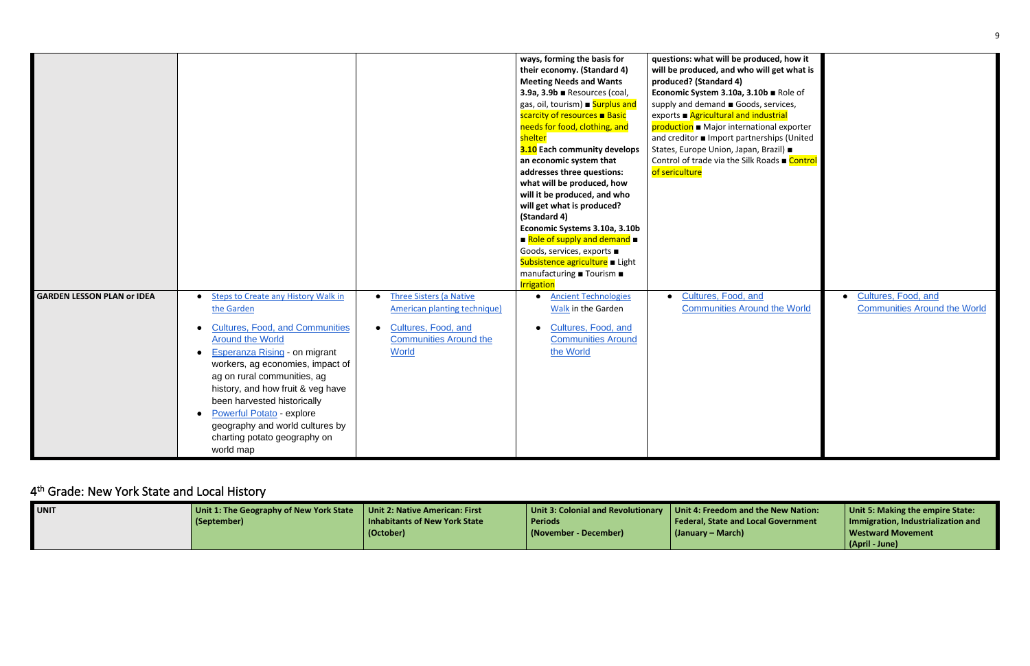| | | | | | |
|---|---|---|---|---|---|
| | | | **ways, forming the basis for their economy. (Standard 4)** **Meeting Needs and Wants** **3.9a, 3.9b** ■ Resources (coal, gas, oil, tourism) ■ Surplus and scarcity of resources ■ Basic needs for food, clothing, and shelter **3.10 Each community develops an economic system that addresses three questions: what will be produced, how will it be produced, and who will get what is produced? (Standard 4)** **Economic Systems 3.10a, 3.10b** ■ Role of supply and demand ■ Goods, services, exports ■ Subsistence agriculture ■ Light manufacturing ■ Tourism ■ Irrigation | **questions: what will be produced, how it will be produced, and who will get what is produced? (Standard 4)** **Economic System 3.10a, 3.10b** ■ Role of supply and demand ■ Goods, services, exports ■ Agricultural and industrial production ■ Major international exporter and creditor ■ Import partnerships (United States, Europe Union, Japan, Brazil) ■ Control of trade via the Silk Roads ■ Control of sericulture | |
| **GARDEN LESSON PLAN or IDEA** | • Steps to Create any History Walk in the Garden<br>• Cultures, Food, and Communities Around the World<br>• Esperanza Rising - on migrant workers, ag economies, impact of ag on rural communities, ag history, and how fruit & veg have been harvested historically<br>• Powerful Potato - explore geography and world cultures by charting potato geography on world map | • Three Sisters (a Native American planting technique)<br>• Cultures, Food, and Communities Around the World | • Ancient Technologies Walk in the Garden<br>• Cultures, Food, and Communities Around the World | • Cultures, Food, and Communities Around the World | • Cultures, Food, and Communities Around the World |

## 4th Grade: New York State and Local History

| **UNIT** | **Unit 1: The Geography of New York State (September)** | **Unit 2: Native American: First Inhabitants of New York State (October)** | **Unit 3: Colonial and Revolutionary Periods (November - December)** | **Unit 4: Freedom and the New Nation: Federal, State and Local Government (January – March)** | **Unit 5: Making the empire State: Immigration, Industrialization and Westward Movement (April - June)** |
|---|---|---|---|---|---|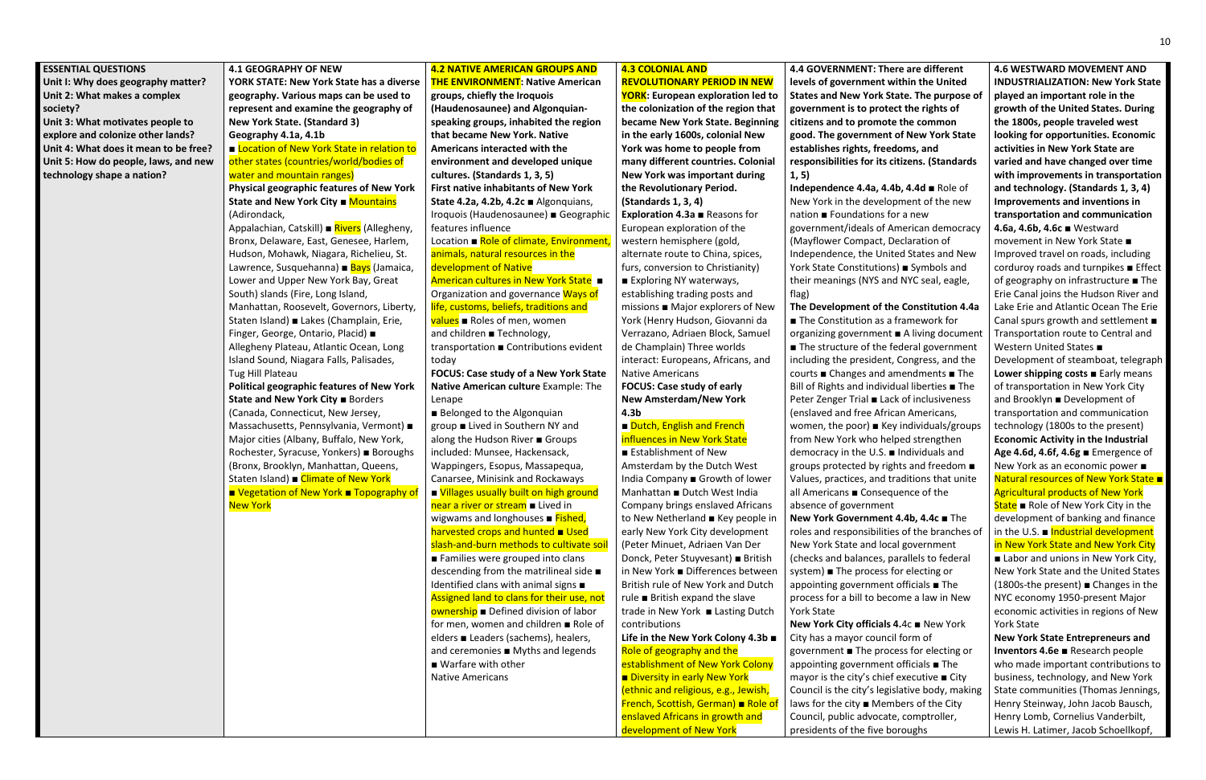| ESSENTIAL QUESTIONS | 4.1 GEOGRAPHY OF NEW YORK STATE | 4.2 NATIVE AMERICAN GROUPS AND THE ENVIRONMENT | 4.3 COLONIAL AND REVOLUTIONARY PERIOD IN NEW YORK | 4.4 GOVERNMENT | 4.6 WESTWARD MOVEMENT AND INDUSTRIALIZATION |
|---|---|---|---|---|---|
| **Unit I: Why does geography matter?**<br>**Unit 2: What makes a complex society?**<br>**Unit 3: What motivates people to explore and colonize other lands?**<br>**Unit 4: What does it mean to be free?**<br>**Unit 5: How do people, laws, and new technology shape a nation?** | **4.1 GEOGRAPHY OF NEW YORK STATE: New York State has a diverse geography. Various maps can be used to represent and examine the geography of New York State. (Standard 3)**<br>**Geography 4.1a, 4.1b**<br>■ Location of New York State in relation to other states (countries/world/bodies of water and mountain ranges)<br>**Physical geographic features of New York State and New York City** ■ Mountains (Adirondack, Appalachian, Catskill) ■ Rivers (Allegheny, Bronx, Delaware, East, Genesee, Harlem, Hudson, Mohawk, Niagara, Richelieu, St. Lawrence, Susquehanna) ■ Bays (Jamaica, Lower and Upper New York Bay, Great South) slands (Fire, Long Island, Manhattan, Roosevelt, Governors, Liberty, Staten Island) ■ Lakes (Champlain, Erie, Finger, George, Ontario, Placid) ■ Allegheny Plateau, Atlantic Ocean, Long Island Sound, Niagara Falls, Palisades, Tug Hill Plateau<br>**Political geographic features of New York State and New York City** ■ Borders (Canada, Connecticut, New Jersey, Massachusetts, Pennsylvania, Vermont) ■ Major cities (Albany, Buffalo, New York, Rochester, Syracuse, Yonkers) ■ Boroughs (Bronx, Brooklyn, Manhattan, Queens, Staten Island) ■ Climate of New York ■ Vegetation of New York ■ Topography of New York | **4.2 NATIVE AMERICAN GROUPS AND THE ENVIRONMENT: Native American groups, chiefly the Iroquois (Haudenosaunee) and Algonquian-speaking groups, inhabited the region that became New York. Native Americans interacted with the environment and developed unique cultures. (Standards 1, 3, 5)**<br>**First native inhabitants of New York State 4.2a, 4.2b, 4.2c** ■ Algonquians, Iroquois (Haudenosaunee) ■ Geographic features influence Location ■ Role of climate, Environment, animals, natural resources in the development of Native American cultures in New York State ■ Organization and governance Ways of life, customs, beliefs, traditions and values ■ Roles of men, women and children ■ Technology, transportation ■ Contributions evident today<br>**FOCUS: Case study of a New York State Native American culture** Example: The Lenape<br>■ Belonged to the Algonquian group ■ Lived in Southern NY and along the Hudson River ■ Groups included: Munsee, Hackensack, Wappingers, Esopus, Massapequa, Canarsee, Minisink and Rockaways ■ Villages usually built on high ground near a river or stream ■ Lived in wigwams and longhouses ■ Fished, harvested crops and hunted ■ Used slash-and-burn methods to cultivate soil ■ Families were grouped into clans descending from the matrilineal side ■ Identified clans with animal signs ■ Assigned land to clans for their use, not ownership ■ Defined division of labor for men, women and children ■ Role of elders ■ Leaders (sachems), healers, and ceremonies ■ Myths and legends ■ Warfare with other Native Americans | **4.3 COLONIAL AND REVOLUTIONARY PERIOD IN NEW YORK: European exploration led to the colonization of the region that became New York State. Beginning in the early 1600s, colonial New York was home to people from many different countries. Colonial New York was important during the Revolutionary Period. (Standards 1, 3, 4)**<br>**Exploration 4.3a** ■ Reasons for European exploration of the western hemisphere (gold, alternate route to China, spices, furs, conversion to Christianity) ■ Exploring NY waterways, establishing trading posts and missions ■ Major explorers of New York (Henry Hudson, Giovanni da Verrazano, Adriaen Block, Samuel de Champlain) Three worlds interact: Europeans, Africans, and Native Americans<br>**FOCUS: Case study of early New Amsterdam/New York 4.3b**<br>■ Dutch, English and French influences in New York State ■ Establishment of New Amsterdam by the Dutch West India Company ■ Growth of lower Manhattan ■ Dutch West India Company brings enslaved Africans to New Netherland ■ Key people in early New York City development (Peter Minuet, Adriaen Van Der Donck, Peter Stuyvesant) ■ British in New York ■ Differences between British rule of New York and Dutch rule ■ British expand the slave trade in New York ■ Lasting Dutch contributions<br>**Life in the New York Colony 4.3b** ■ Role of geography and the establishment of New York Colony ■ Diversity in early New York (ethnic and religious, e.g., Jewish, French, Scottish, German) ■ Role of enslaved Africans in growth and development of New York | **4.4 GOVERNMENT: There are different levels of government within the United States and New York State. The purpose of government is to protect the rights of citizens and to promote the common good. The government of New York State establishes rights, freedoms, and responsibilities for its citizens. (Standards 1, 5)**<br>**Independence 4.4a, 4.4b, 4.4d** ■ Role of New York in the development of the new nation ■ Foundations for a new government/ideals of American democracy (Mayflower Compact, Declaration of Independence, the United States and New York State Constitutions) ■ Symbols and their meanings (NYS and NYC seal, eagle, flag)<br>**The Development of the Constitution 4.4a** ■ The Constitution as a framework for organizing government ■ A living document ■ The structure of the federal government including the president, Congress, and the courts ■ Changes and amendments ■ The Bill of Rights and individual liberties ■ The Peter Zenger Trial ■ Lack of inclusiveness (enslaved and free African Americans, women, the poor) ■ Key individuals/groups from New York who helped strengthen democracy in the U.S. ■ Individuals and groups protected by rights and freedom ■ Values, practices, and traditions that unite all Americans ■ Consequence of the absence of government<br>**New York Government 4.4b, 4.4c** ■ The roles and responsibilities of the branches of New York State and local government (checks and balances, parallels to federal system) ■ The process for electing or appointing government officials ■ The process for a bill to become a law in New York State<br>**New York City officials 4.**4c ■ New York City has a mayor council form of government ■ The process for electing or appointing government officials ■ The mayor is the city's chief executive ■ City Council is the city's legislative body, making laws for the city ■ Members of the City Council, public advocate, comptroller, presidents of the five boroughs | **4.6 WESTWARD MOVEMENT AND INDUSTRIALIZATION: New York State played an important role in the growth of the United States. During the 1800s, people traveled west looking for opportunities. Economic activities in New York State are varied and have changed over time with improvements in transportation and technology. (Standards 1, 3, 4)**<br>**Improvements and inventions in transportation and communication 4.6a, 4.6b, 4.6c** ■ Westward movement in New York State ■ Improved travel on roads, including corduroy roads and turnpikes ■ Effect of geography on infrastructure ■ The Erie Canal joins the Hudson River and Lake Erie and Atlantic Ocean The Erie Canal spurs growth and settlement ■ Transportation route to Central and Western United States ■ Development of steamboat, telegraph **Lower shipping costs** ■ Early means of transportation in New York City and Brooklyn ■ Development of transportation and communication technology (1800s to the present)<br>**Economic Activity in the Industrial Age 4.6d, 4.6f, 4.6g** ■ Emergence of New York as an economic power ■ Natural resources of New York State ■ Agricultural products of New York State ■ Role of New York City in the development of banking and finance in the U.S. ■ Industrial development in New York State and New York City ■ Labor and unions in New York City, New York State and the United States (1800s-the present) ■ Changes in the NYC economy 1950-present Major economic activities in regions of New York State<br>**New York State Entrepreneurs and Inventors 4.6e** ■ Research people who made important contributions to business, technology, and New York State communities (Thomas Jennings, Henry Steinway, John Jacob Bausch, Henry Lomb, Cornelius Vanderbilt, Lewis H. Latimer, Jacob Schoellkopf, |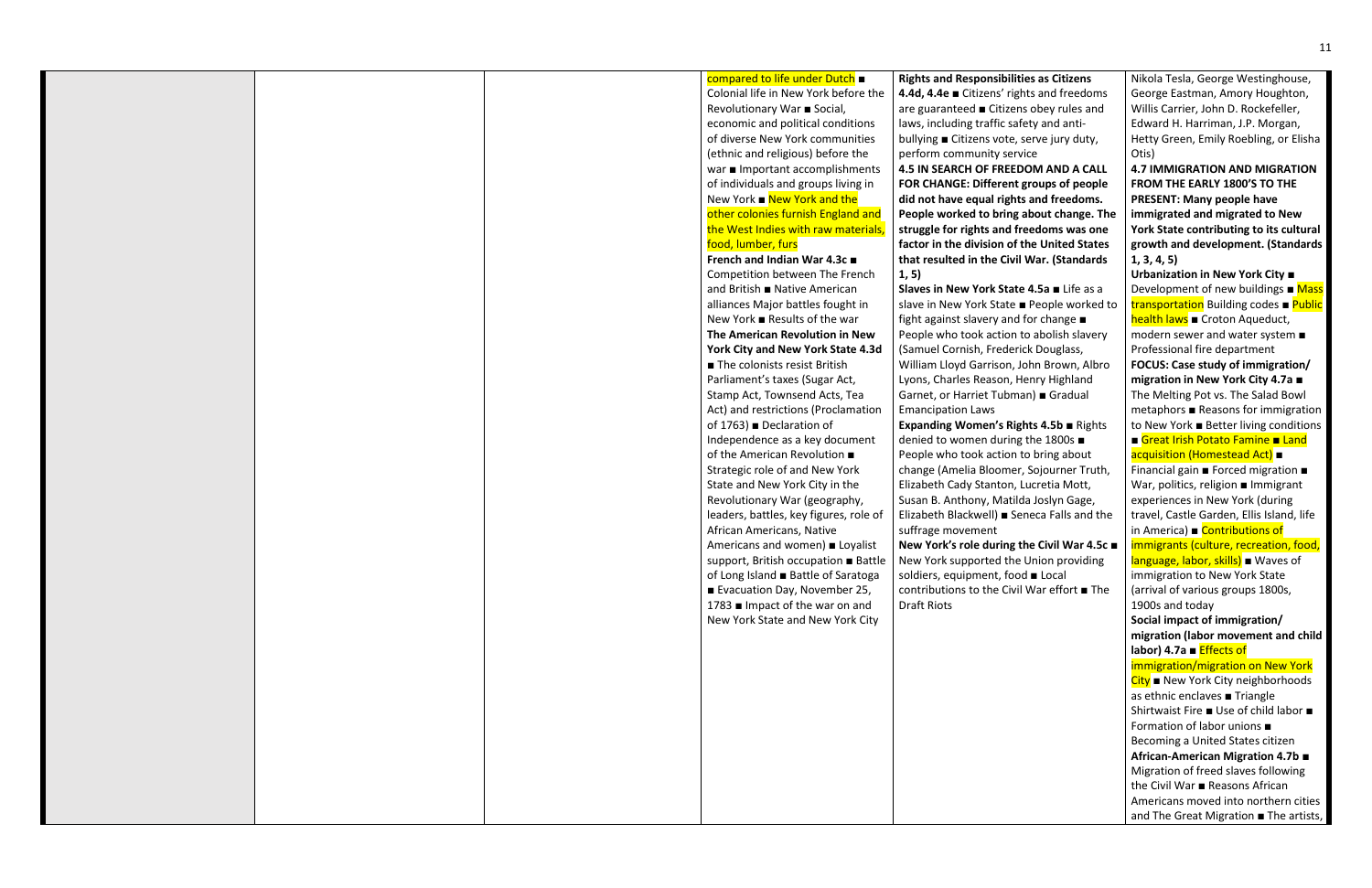| | | | | | |
|---|---|---|---|---|---|
| | | | compared to life under Dutch ■ Colonial life in New York before the Revolutionary War ■ Social, economic and political conditions of diverse New York communities (ethnic and religious) before the war ■ Important accomplishments of individuals and groups living in New York ■ New York and the other colonies furnish England and the West Indies with raw materials, food, lumber, furs<br>**French and Indian War 4.3c ■** Competition between The French and British ■ Native American alliances Major battles fought in New York ■ Results of the war<br>**The American Revolution in New York City and New York State 4.3d** ■ The colonists resist British Parliament's taxes (Sugar Act, Stamp Act, Townsend Acts, Tea Act) and restrictions (Proclamation of 1763) ■ Declaration of Independence as a key document of the American Revolution ■ Strategic role of and New York State and New York City in the Revolutionary War (geography, leaders, battles, key figures, role of African Americans, Native Americans and women) ■ Loyalist support, British occupation ■ Battle of Long Island ■ Battle of Saratoga ■ Evacuation Day, November 25, 1783 ■ Impact of the war on and New York State and New York City | **Rights and Responsibilities as Citizens 4.4d, 4.4e ■** Citizens' rights and freedoms are guaranteed ■ Citizens obey rules and laws, including traffic safety and anti-bullying ■ Citizens vote, serve jury duty, perform community service<br>**4.5 IN SEARCH OF FREEDOM AND A CALL FOR CHANGE: Different groups of people did not have equal rights and freedoms. People worked to bring about change. The struggle for rights and freedoms was one factor in the division of the United States that resulted in the Civil War. (Standards 1, 5)**<br>**Slaves in New York State 4.5a ■** Life as a slave in New York State ■ People worked to fight against slavery and for change ■ People who took action to abolish slavery (Samuel Cornish, Frederick Douglass, William Lloyd Garrison, John Brown, Albro Lyons, Charles Reason, Henry Highland Garnet, or Harriet Tubman) ■ Gradual Emancipation Laws<br>**Expanding Women's Rights 4.5b ■** Rights denied to women during the 1800s ■ People who took action to bring about change (Amelia Bloomer, Sojourner Truth, Elizabeth Cady Stanton, Lucretia Mott, Susan B. Anthony, Matilda Joslyn Gage, Elizabeth Blackwell) ■ Seneca Falls and the suffrage movement<br>**New York's role during the Civil War 4.5c ■** New York supported the Union providing soldiers, equipment, food ■ Local contributions to the Civil War effort ■ The Draft Riots | Nikola Tesla, George Westinghouse, George Eastman, Amory Houghton, Willis Carrier, John D. Rockefeller, Edward H. Harriman, J.P. Morgan, Hetty Green, Emily Roebling, or Elisha Otis)<br>**4.7 IMMIGRATION AND MIGRATION FROM THE EARLY 1800'S TO THE PRESENT: Many people have immigrated and migrated to New York State contributing to its cultural growth and development. (Standards 1, 3, 4, 5)**<br>**Urbanization in New York City ■** Development of new buildings ■ Mass transportation Building codes ■ Public health laws ■ Croton Aqueduct, modern sewer and water system ■ Professional fire department<br>**FOCUS: Case study of immigration/ migration in New York City 4.7a ■** The Melting Pot vs. The Salad Bowl metaphors ■ Reasons for immigration to New York ■ Better living conditions ■ Great Irish Potato Famine ■ Land acquisition (Homestead Act) ■ Financial gain ■ Forced migration ■ War, politics, religion ■ Immigrant experiences in New York (during travel, Castle Garden, Ellis Island, life in America) ■ Contributions of immigrants (culture, recreation, food, language, labor, skills) ■ Waves of immigration to New York State (arrival of various groups 1800s, 1900s and today<br>**Social impact of immigration/ migration (labor movement and child labor) 4.7a ■** Effects of immigration/migration on New York City ■ New York City neighborhoods as ethnic enclaves ■ Triangle Shirtwaist Fire ■ Use of child labor ■ Formation of labor unions ■ Becoming a United States citizen<br>**African-American Migration 4.7b ■** Migration of freed slaves following the Civil War ■ Reasons African Americans moved into northern cities and The Great Migration ■ The artists, |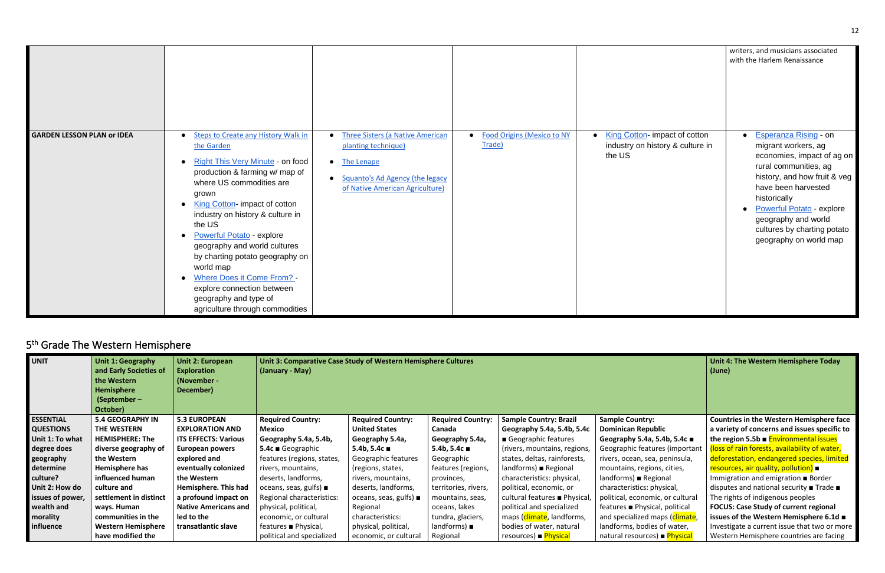| | | | | | |
|---|---|---|---|---|---|
| | | | | | writers, and musicians associated with the Harlem Renaissance |
| **GARDEN LESSON PLAN or IDEA** | • Steps to Create any History Walk in the Garden<br>• Right This Very Minute - on food production & farming w/ map of where US commodities are grown<br>• King Cotton- impact of cotton industry on history & culture in the US<br>• Powerful Potato - explore geography and world cultures by charting potato geography on world map<br>• Where Does it Come From? - explore connection between geography and type of agriculture through commodities | • Three Sisters (a Native American planting technique)<br>• The Lenape<br>• Squanto's Ad Agency (the legacy of Native American Agriculture) | • Food Origins (Mexico to NY Trade) | • King Cotton- impact of cotton industry on history & culture in the US | • Esperanza Rising - on migrant workers, ag economies, impact of ag on rural communities, ag history, and how fruit & veg have been harvested historically<br>• Powerful Potato - explore geography and world cultures by charting potato geography on world map |

## 5th Grade The Western Hemisphere

| UNIT | Unit 1: Geography and Early Societies of the Western Hemisphere (September – October) | Unit 2: European Exploration (November - December) | Unit 3: Comparative Case Study of Western Hemisphere Cultures (January - May) | | | | | Unit 4: The Western Hemisphere Today (June) |
|---|---|---|---|---|---|---|---|---|
| **ESSENTIAL QUESTIONS**<br>**Unit 1: To what degree does geography determine culture?**<br>**Unit 2: How do issues of power, wealth and morality influence** | **5.4 GEOGRAPHY IN THE WESTERN HEMISPHERE: The diverse geography of the Western Hemisphere has influenced human culture and settlement in distinct ways. Human communities in the Western Hemisphere have modified the** | **5.3 EUROPEAN EXPLORATION AND ITS EFFECTS: Various European powers explored and eventually colonized the Western Hemisphere. This had a profound impact on Native Americans and led to the transatlantic slave** | **Required Country: Mexico**<br>**Geography 5.4a, 5.4b, 5.4c** ■ Geographic features (regions, states, rivers, mountains, deserts, landforms, oceans, seas, gulfs) ■ Regional characteristics: physical, political, economic, or cultural features ■ Physical, political and specialized | **Required Country: United States**<br>**Geography 5.4a, 5.4b, 5.4c** ■ Geographic features (regions, states, rivers, mountains, deserts, landforms, oceans, seas, gulfs) ■ Regional characteristics: physical, political, economic, or cultural | **Required Country: Canada**<br>**Geography 5.4a, 5.4b, 5.4c** ■ Geographic features (regions, provinces, territories, rivers, mountains, seas, oceans, lakes tundra, glaciers, landforms) ■ Regional | **Sample Country: Brazil**<br>**Geography 5.4a, 5.4b, 5.4c** ■ Geographic features (rivers, mountains, regions, states, deltas, rainforests, landforms) ■ Regional characteristics: physical, political, economic, or cultural features ■ Physical, political and specialized maps (climate, landforms, bodies of water, natural resources) ■ Physical | **Sample Country: Dominican Republic**<br>**Geography 5.4a, 5.4b, 5.4c** ■ Geographic features (important rivers, ocean, sea, peninsula, mountains, regions, cities, landforms) ■ Regional characteristics: physical, political, economic, or cultural features ■ Physical, political and specialized maps (climate, landforms, bodies of water, natural resources) ■ Physical | **Countries in the Western Hemisphere face a variety of concerns and issues specific to the region 5.5b** ■ Environmental issues (loss of rain forests, availability of water, deforestation, endangered species, limited resources, air quality, pollution) ■ Immigration and emigration ■ Border disputes and national security ■ Trade ■ The rights of indigenous peoples<br>**FOCUS: Case Study of current regional issues of the Western Hemisphere 6.1d** ■ Investigate a current issue that two or more Western Hemisphere countries are facing |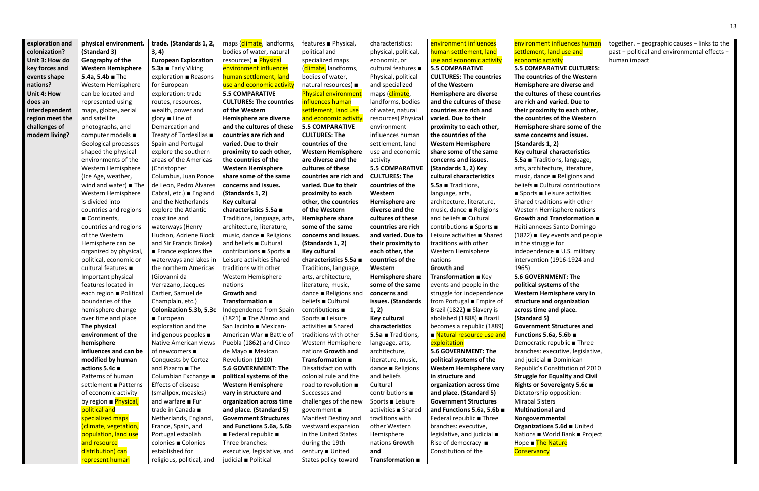| exploration and colonization? Unit 3: How do key forces and events shape nations? Unit 4: How does an interdependent region meet the challenges of modern living? | physical environment. (Standard 3) **Geography of the Western Hemisphere 5.4a, 5.4b** ■ The Western Hemisphere can be located and represented using maps, globes, aerial and satellite photographs, and computer models ■ Geological processes shaped the physical environments of the Western Hemisphere (Ice Age, weather, wind and water) ■ The Western Hemisphere is divided into countries and regions ■ Continents, countries and regions of the Western Hemisphere can be organized by physical, political, economic or cultural features ■ Important physical features located in each region ■ Political boundaries of the hemisphere change over time and place **The physical environment of the hemisphere influences and can be modified by human actions 5.4c** ■ Patterns of human settlement ■ Patterns of economic activity by region ■ Physical, political and specialized maps (climate, vegetation, population, land use and resource distribution) can represent human | trade. (Standards 1, 2, 3, 4) **European Exploration 5.3a** ■ Early Viking exploration ■ Reasons for European exploration: trade routes, resources, wealth, power and glory ■ Line of Demarcation and Treaty of Tordesillas ■ Spain and Portugal explore the southern areas of the Americas (Christopher Columbus, Juan Ponce de Leon, Pedro Álvares Cabral, etc.) ■ England and the Netherlands explore the Atlantic coastline and waterways (Henry Hudson, Adriene Block and Sir Francis Drake) ■ France explores the waterways and lakes in the northern Americas (Giovanni da Verrazano, Jacques Cartier, Samuel de Champlain, etc.) **Colonization 5.3b, 5.3c** ■ European exploration and the indigenous peoples ■ Native American views of newcomers ■ Conquests by Cortez and Pizarro ■ The Columbian Exchange ■ Effects of disease (smallpox, measles) and warfare ■ Fur trade in Canada ■ Netherlands, England, France, Spain, and Portugal establish colonies ■ Colonies established for religious, political, and | maps (climate, landforms, bodies of water, natural resources) ■ Physical environment influences human settlement, land use and economic activity **5.5 COMPARATIVE CULTURES: The countries of the Western Hemisphere are diverse and the cultures of these countries are rich and varied. Due to their proximity to each other, the countries of the Western Hemisphere share some of the same concerns and issues. (Standards 1, 2)** **Key cultural characteristics 5.5a** ■ Traditions, language, arts, architecture, literature, music, dance ■ Religions and beliefs ■ Cultural contributions ■ Sports ■ Leisure activities Shared traditions with other Western Hemisphere nations **Growth and Transformation** ■ Independence from Spain (1821) ■ The Alamo and San Jacinto ■ Mexican-American War ■ Battle of Puebla (1862) and Cinco de Mayo ■ Mexican Revolution (1910) **5.6 GOVERNMENT: The political systems of the Western Hemisphere vary in structure and organization across time and place. (Standard 5)** **Government Structures and Functions 5.6a, 5.6b** ■ Federal republic ■ Three branches: executive, legislative, and judicial ■ Political | features ■ Physical, political and specialized maps (climate, landforms, bodies of water, natural resources) ■ Physical environment influences human settlement, land use and economic activity **5.5 COMPARATIVE CULTURES: The countries of the Western Hemisphere are diverse and the cultures of these countries are rich and varied. Due to their proximity to each other, the countries of the Western Hemisphere share some of the same concerns and issues. (Standards 1, 2)** **Key cultural characteristics 5.5a** ■ Traditions, language, arts, architecture, literature, music, dance ■ Religions and beliefs ■ Cultural contributions ■ Sports ■ Leisure activities ■ Shared traditions with other Western Hemisphere nations **Growth and Transformation** ■ Dissatisfaction with colonial rule and the road to revolution ■ Successes and challenges of the new government ■ Manifest Destiny and westward expansion in the United States during the 19th century ■ United States policy toward | characteristics: physical, political, economic, or cultural features ■ Physical, political and specialized maps (climate, landforms, bodies of water, natural resources) Physical environment influences human settlement, land use and economic activity **5.5 COMPARATIVE CULTURES: The countries of the Western Hemisphere are diverse and the cultures of these countries are rich and varied. Due to their proximity to each other, the countries of the Western Hemisphere share some of the same concerns and issues. (Standards 1, 2)** **Key cultural characteristics 5.5a** ■ Traditions, language, arts, architecture, literature, music, dance ■ Religions and beliefs Cultural contributions ■ Sports ■ Leisure activities ■ Shared traditions with other Western Hemisphere nations **Growth and Transformation** ■ | environment influences human settlement, land use and economic activity **5.5 COMPARATIVE CULTURES: The countries of the Western Hemisphere are diverse and the cultures of these countries are rich and varied. Due to their proximity to each other, the countries of the Western Hemisphere share some of the same concerns and issues. (Standards 1, 2) Key cultural characteristics 5.5a** ■ Traditions, language, arts, architecture, literature, music, dance ■ Religions and beliefs ■ Cultural contributions ■ Sports ■ Leisure activities ■ Shared traditions with other Western Hemisphere nations **Growth and Transformation** ■ Key events and people in the struggle for independence from Portugal ■ Empire of Brazil (1822) ■ Slavery is abolished (1888) ■ Brazil becomes a republic (1889) ■ Natural resource use and exploitation **5.6 GOVERNMENT: The political systems of the Western Hemisphere vary in structure and organization across time and place. (Standard 5) Government Structures and Functions 5.6a, 5.6b** ■ Federal republic ■ Three branches: executive, legislative and judicial ■ Rise of democracy ■ Constitution of the | environment influences human settlement, land use and economic activity **5.5 COMPARATIVE CULTURES: The countries of the Western Hemisphere are diverse and the cultures of these countries are rich and varied. Due to their proximity to each other, the countries of the Western Hemisphere share some of the same concerns and issues. (Standards 1, 2)** **Key cultural characteristics 5.5a** ■ Traditions, language, arts, architecture, literature, music, dance ■ Religions and beliefs ■ Cultural contributions ■ Sports ■ Leisure activities Shared traditions with other Western Hemisphere nations **Growth and Transformation** ■ Haiti annexes Santo Domingo (1822) ■ Key events and people in the struggle for independence ■ U.S. military intervention (1916-1924 and 1965) **5.6 GOVERNMENT: The political systems of the Western Hemisphere vary in structure and organization across time and place. (Standard 5)** **Government Structures and Functions 5.6a, 5.6b** ■ Democratic republic ■ Three branches: executive, legislative, and judicial ■ Dominican Republic's Constitution of 2010 **Struggle for Equality and Civil Rights or Sovereignty 5.6c** ■ Dictatorship opposition: Mirabal Sisters **Multinational and Nongovernmental Organizations 5.6d** ■ United Nations ■ World Bank ■ Project Hope ■ The Nature Conservancy | together. – geographic causes – links to the past – political and environmental effects – human impact |
|---|---|---|---|---|---|---|---|---|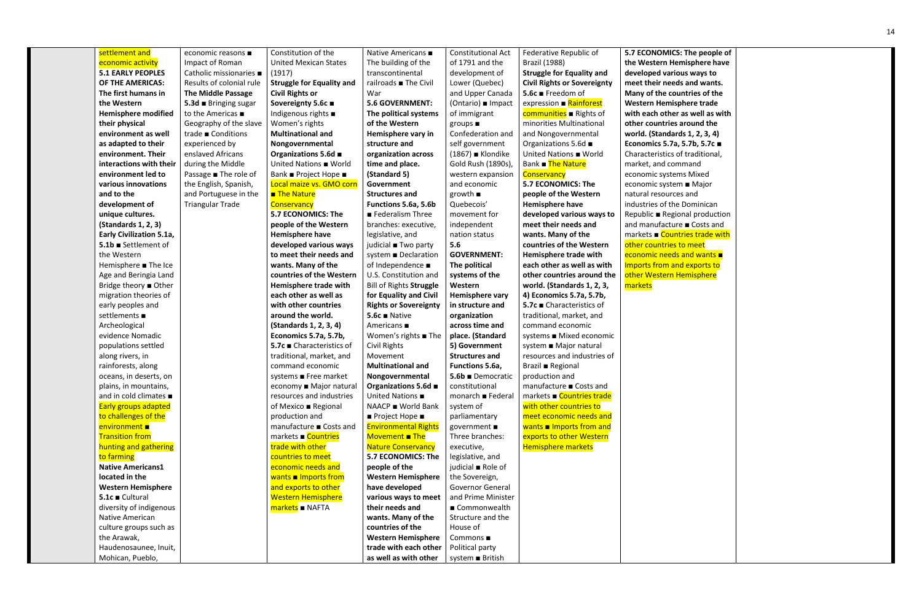| | | | | | | | |
|---|---|---|---|---|---|---|---|
| settlement and economic activity **5.1 EARLY PEOPLES OF THE AMERICAS: The first humans in the Western Hemisphere modified their physical environment as well as adapted to their environment. Their interactions with their environment led to various innovations and to the development of unique cultures. (Standards 1, 2, 3) Early Civilization 5.1a, 5.1b** ■ Settlement of the Western Hemisphere ■ The Ice Age and Beringia Land Bridge theory ■ Other migration theories of early peoples and settlements ■ Archeological evidence Nomadic populations settled along rivers, in rainforests, along oceans, in deserts, on plains, in mountains, and in cold climates ■ Early groups adapted to challenges of the environment ■ Transition from hunting and gathering to farming **Native Americans1 located in the Western Hemisphere 5.1c** ■ Cultural diversity of indigenous Native American culture groups such as the Arawak, Haudenosaunee, Inuit, Mohican, Pueblo, | economic reasons ■ Impact of Roman Catholic missionaries ■ Results of colonial rule **The Middle Passage 5.3d** ■ Bringing sugar to the Americas ■ Geography of the slave trade ■ Conditions experienced by enslaved Africans during the Middle Passage ■ The role of the English, Spanish, and Portuguese in the Triangular Trade | Constitution of the United Mexican States (1917) **Struggle for Equality and Civil Rights or Sovereignty 5.6c** ■ Indigenous rights ■ Women's rights **Multinational and Nongovernmental Organizations 5.6d** ■ United Nations ■ World Bank ■ Project Hope ■ Local maize vs. GMO corn ■ The Nature Conservancy **5.7 ECONOMICS: The people of the Western Hemisphere have developed various ways to meet their needs and wants. Many of the countries of the Western Hemisphere trade with each other as well as with other countries around the world. (Standards 1, 2, 3, 4) Economics 5.7a, 5.7b, 5.7c** ■ Characteristics of traditional, market, and command economic systems ■ Free market economy ■ Major natural resources and industries of Mexico ■ Regional production and manufacture ■ Costs and markets ■ Countries trade with other countries to meet economic needs and wants ■ Imports from and exports to other Western Hemisphere markets ■ NAFTA | Native Americans ■ The building of the transcontinental railroads ■ The Civil War **5.6 GOVERNMENT: The political systems of the Western Hemisphere vary in structure and organization across time and place. (Standard 5) Government Structures and Functions 5.6a, 5.6b** ■ Federalism Three branches: executive, legislative, and judicial ■ Two party system ■ Declaration of Independence ■ U.S. Constitution and Bill of Rights **Struggle for Equality and Civil Rights or Sovereignty 5.6c** ■ Native Americans ■ Women's rights ■ The Civil Rights Movement **Multinational and Nongovernmental Organizations 5.6d** ■ United Nations ■ NAACP ■ World Bank ■ Project Hope ■ Environmental Rights Movement ■ The Nature Conservancy **5.7 ECONOMICS: The people of the Western Hemisphere have developed various ways to meet their needs and wants. Many of the countries of the Western Hemisphere trade with each other as well as with other** | Constitutional Act of 1791 and the development of Lower (Quebec) and Upper Canada (Ontario) ■ Impact of immigrant groups ■ Confederation and self government (1867) ■ Klondike Gold Rush (1890s), western expansion and economic growth ■ Quebecois' movement for independent nation status **5.6 GOVERNMENT: The political systems of the Western Hemisphere vary in structure and organization across time and place. (Standard 5) Government Structures and Functions 5.6a, 5.6b** ■ Democratic constitutional monarch ■ Federal system of parliamentary government ■ Three branches: executive, legislative, and judicial ■ Role of the Sovereign, Governor General and Prime Minister ■ Commonwealth Structure and the House of Commons ■ Political party system ■ British | Federative Republic of Brazil (1988) **Struggle for Equality and Civil Rights or Sovereignty 5.6c** ■ Freedom of expression ■ Rainforest communities ■ Rights of minorities Multinational and Nongovernmental Organizations 5.6d ■ United Nations ■ World Bank ■ The Nature Conservancy **5.7 ECONOMICS: The people of the Western Hemisphere have developed various ways to meet their needs and wants. Many of the countries of the Western Hemisphere trade with each other as well as with other countries around the world. (Standards 1, 2, 3, 4) Economics 5.7a, 5.7b, 5.7c** ■ Characteristics of traditional, market, and command economic systems ■ Mixed economic system ■ Major natural resources and industries of Brazil ■ Regional production and manufacture ■ Costs and markets ■ Countries trade with other countries to meet economic needs and wants ■ Imports from and exports to other Western Hemisphere markets | **5.7 ECONOMICS: The people of the Western Hemisphere have developed various ways to meet their needs and wants. Many of the countries of the Western Hemisphere trade with each other as well as with other countries around the world. (Standards 1, 2, 3, 4) Economics 5.7a, 5.7b, 5.7c** ■ Characteristics of traditional, market, and command economic systems Mixed economic system ■ Major natural resources and industries of the Dominican Republic ■ Regional production and manufacture ■ Costs and markets ■ Countries trade with other countries to meet economic needs and wants ■ Imports from and exports to other Western Hemisphere markets | |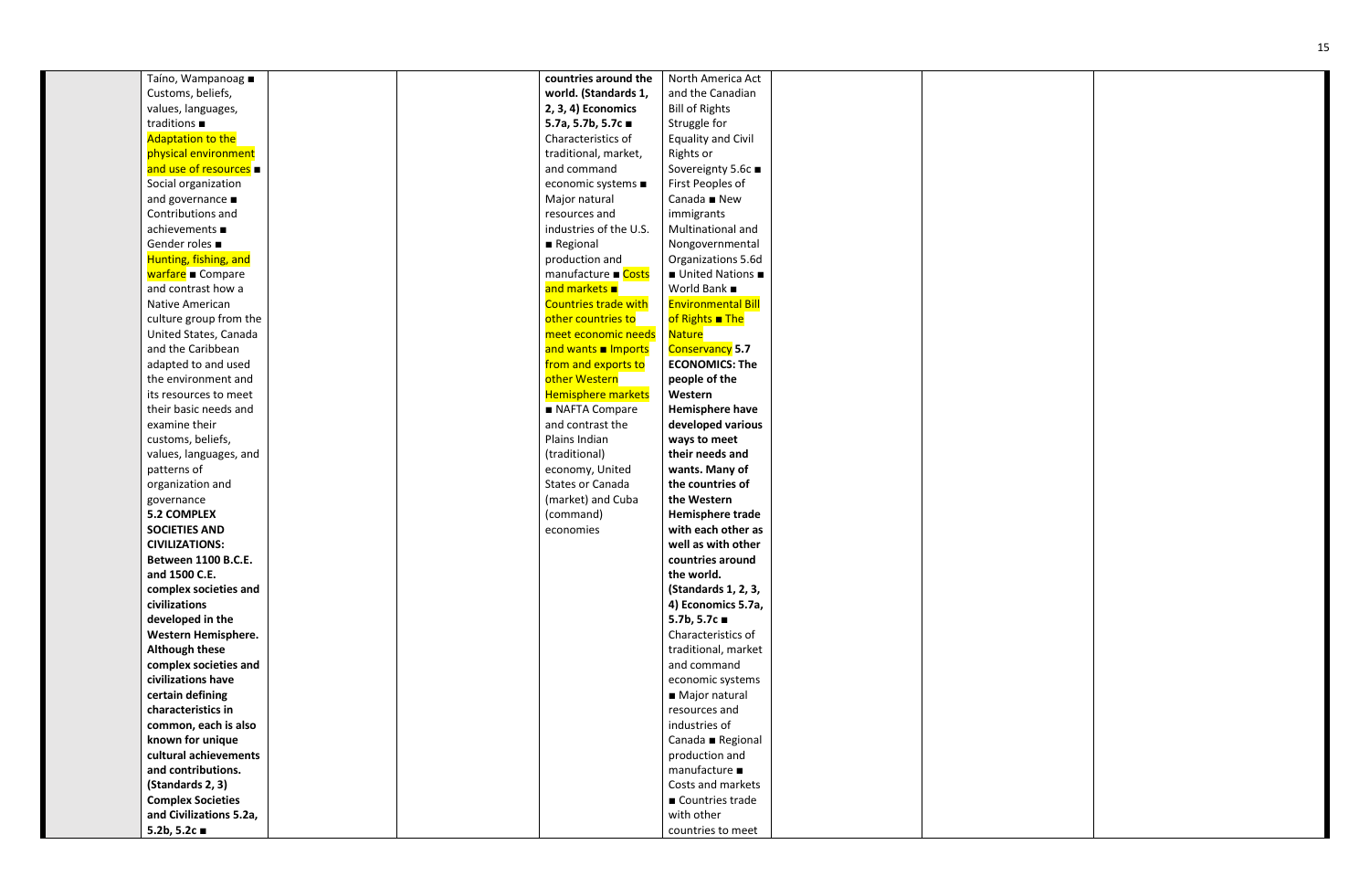| | | | | | | | | |
|---|---|---|---|---|---|---|---|---|
| | Taíno, Wampanoag ■ Customs, beliefs, values, languages, traditions ■ Adaptation to the physical environment and use of resources ■ Social organization and governance ■ Contributions and achievements ■ Gender roles ■ Hunting, fishing, and warfare ■ Compare and contrast how a Native American culture group from the United States, Canada and the Caribbean adapted to and used the environment and its resources to meet their basic needs and examine their customs, beliefs, values, languages, and patterns of organization and governance **5.2 COMPLEX SOCIETIES AND CIVILIZATIONS: Between 1100 B.C.E. and 1500 C.E. complex societies and civilizations developed in the Western Hemisphere. Although these complex societies and civilizations have certain defining characteristics in common, each is also known for unique cultural achievements and contributions. (Standards 2, 3) Complex Societies and Civilizations 5.2a, 5.2b, 5.2c** ■ | | | **countries around the world. (Standards 1, 2, 3, 4) Economics 5.7a, 5.7b, 5.7c** ■ Characteristics of traditional, market, and command economic systems ■ Major natural resources and industries of the U.S. ■ Regional production and manufacture ■ Costs and markets ■ Countries trade with other countries to meet economic needs and wants ■ Imports from and exports to other Western Hemisphere markets ■ NAFTA Compare and contrast the Plains Indian (traditional) economy, United States or Canada (market) and Cuba (command) economies | North America Act and the Canadian Bill of Rights Struggle for Equality and Civil Rights or Sovereignty 5.6c ■ First Peoples of Canada ■ New immigrants Multinational and Nongovernmental Organizations 5.6d ■ United Nations ■ World Bank ■ Environmental Bill of Rights ■ The Nature Conservancy **5.7 ECONOMICS: The people of the Western Hemisphere have developed various ways to meet their needs and wants. Many of the countries of the Western Hemisphere trade with each other as well as with other countries around the world. (Standards 1, 2, 3, 4) Economics 5.7a, 5.7b, 5.7c** ■ Characteristics of traditional, market and command economic systems ■ Major natural resources and industries of Canada ■ Regional production and manufacture ■ Costs and markets ■ Countries trade with other countries to meet | | | |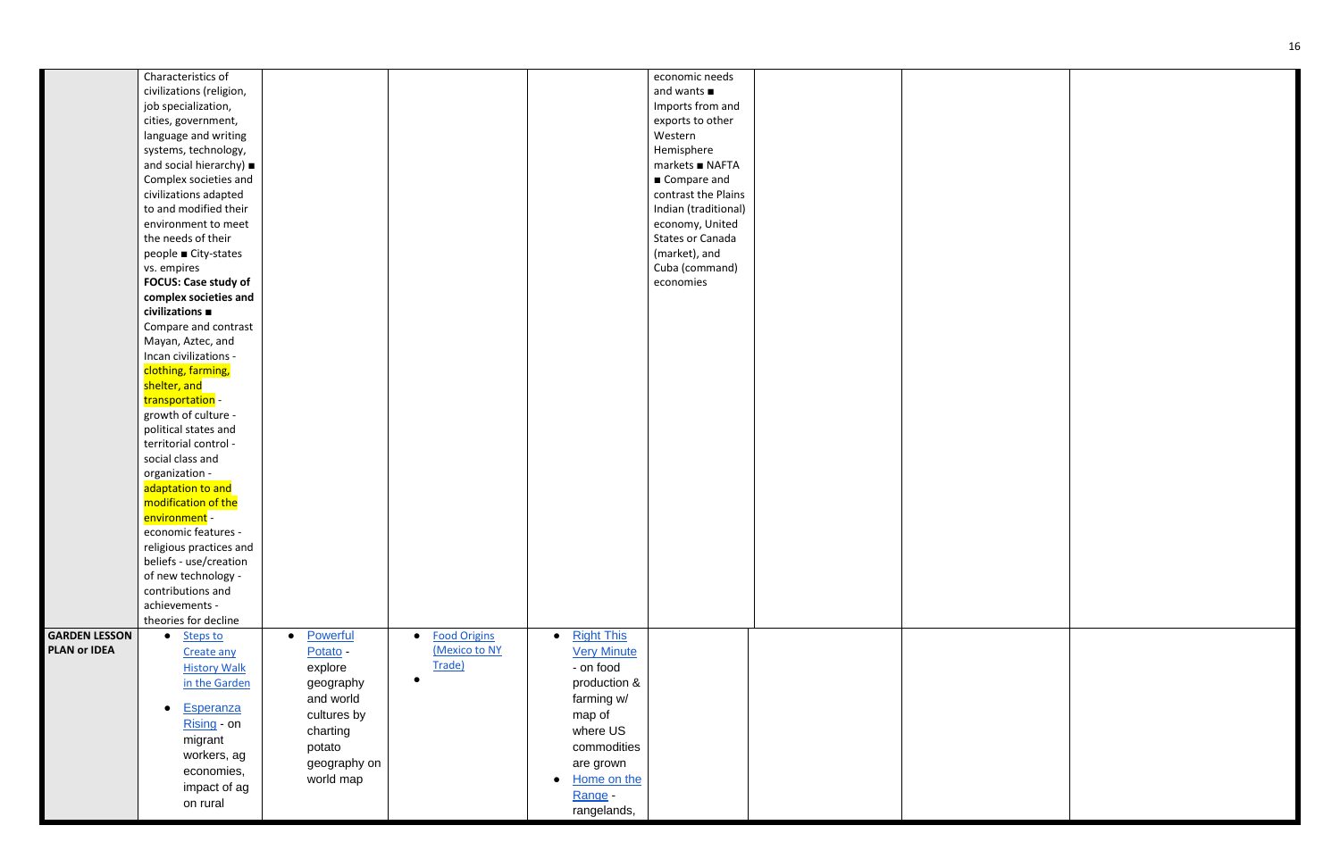| | | | | | | | | | |
|---|---|---|---|---|---|---|---|---|---|
| | Characteristics of civilizations (religion, job specialization, cities, government, language and writing systems, technology, and social hierarchy) ■ Complex societies and civilizations adapted to and modified their environment to meet the needs of their people ■ City-states vs. empires **FOCUS: Case study of complex societies and civilizations ■** Compare and contrast Mayan, Aztec, and Incan civilizations - clothing, farming, shelter, and transportation - growth of culture - political states and territorial control - social class and organization - adaptation to and modification of the environment - economic features - religious practices and beliefs - use/creation of new technology - contributions and achievements - theories for decline | | | | economic needs and wants ■ Imports from and exports to other Western Hemisphere markets ■ NAFTA ■ Compare and contrast the Plains Indian (traditional) economy, United States or Canada (market), and Cuba (command) economies | | | |
| **GARDEN LESSON PLAN or IDEA** | • Steps to Create any History Walk in the Garden<br>• Esperanza Rising - on migrant workers, ag economies, impact of ag on rural | • Powerful Potato - explore geography and world cultures by charting potato geography on world map | • Food Origins (Mexico to NY Trade)<br>• | • Right This Very Minute - on food production & farming w/ map of where US commodities are grown<br>• Home on the Range - rangelands, | | | | |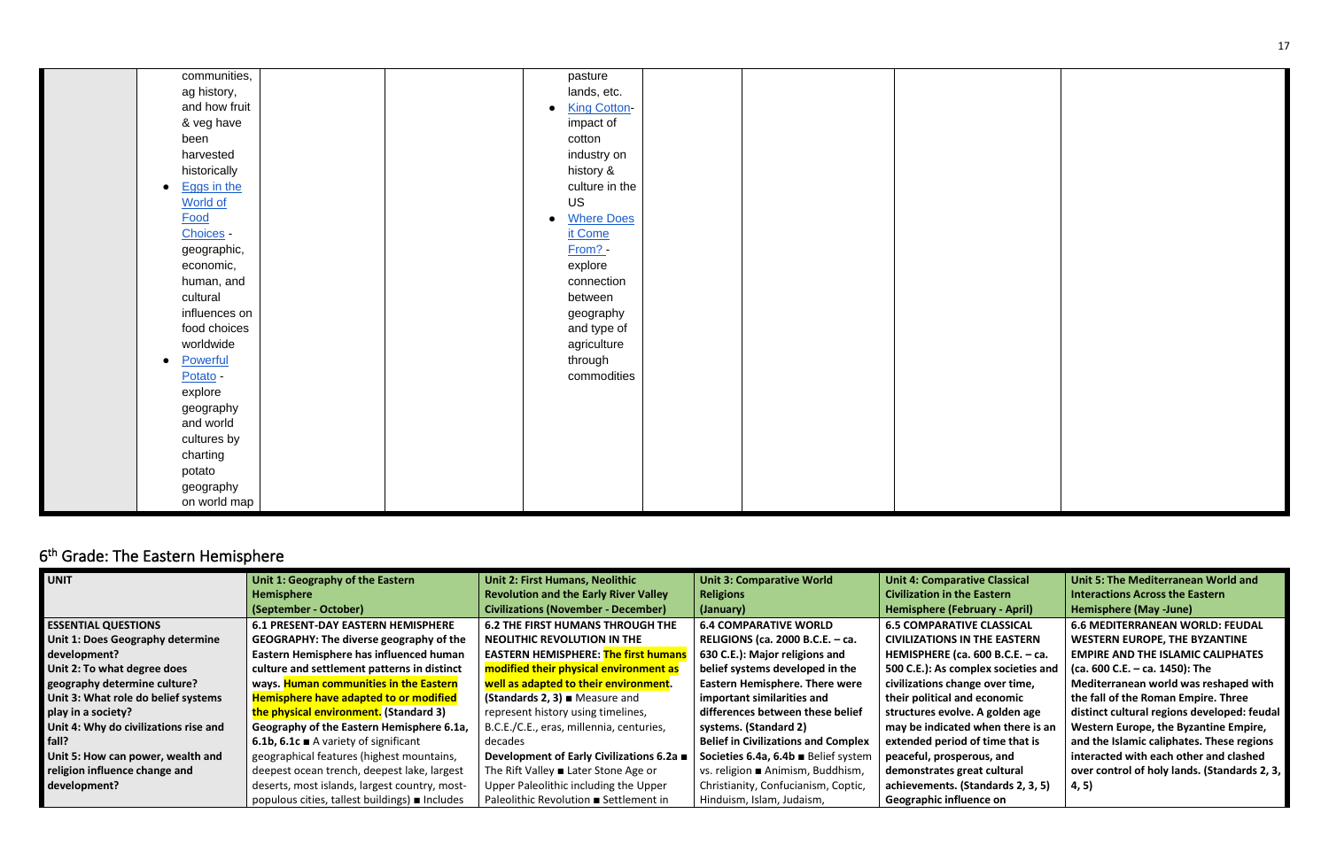| | | | | | | | | |
|---|---|---|---|---|---|---|---|---|
| | communities, ag history, and how fruit & veg have been harvested historically<br>• Eggs in the World of Food Choices - geographic, economic, human, and cultural influences on food choices worldwide<br>• Powerful Potato - explore geography and world cultures by charting potato geography on world map | | | pasture lands, etc.<br>• King Cotton- impact of cotton industry on history & culture in the US<br>• Where Does it Come From? - explore connection between geography and type of agriculture through commodities | | | | |

## 6th Grade: The Eastern Hemisphere

| UNIT | Unit 1: Geography of the Eastern Hemisphere (September - October) | Unit 2: First Humans, Neolithic Revolution and the Early River Valley Civilizations (November - December) | Unit 3: Comparative World Religions (January) | Unit 4: Comparative Classical Civilization in the Eastern Hemisphere (February - April) | Unit 5: The Mediterranean World and Interactions Across the Eastern Hemisphere (May -June) |
|---|---|---|---|---|---|
| **ESSENTIAL QUESTIONS**<br>**Unit 1: Does Geography determine development?**<br>**Unit 2: To what degree does geography determine culture?**<br>**Unit 3: What role do belief systems play in a society?**<br>**Unit 4: Why do civilizations rise and fall?**<br>**Unit 5: How can power, wealth and religion influence change and development?** | **6.1 PRESENT-DAY EASTERN HEMISPHERE GEOGRAPHY: The diverse geography of the Eastern Hemisphere has influenced human culture and settlement patterns in distinct ways. Human communities in the Eastern Hemisphere have adapted to or modified the physical environment. (Standard 3)**<br>**Geography of the Eastern Hemisphere 6.1a, 6.1b, 6.1c** ■ A variety of significant geographical features (highest mountains, deepest ocean trench, deepest lake, largest deserts, most islands, largest country, most-populous cities, tallest buildings) ■ Includes | **6.2 THE FIRST HUMANS THROUGH THE NEOLITHIC REVOLUTION IN THE EASTERN HEMISPHERE: The first humans modified their physical environment as well as adapted to their environment. (Standards 2, 3)** ■ Measure and represent history using timelines, B.C.E./C.E., eras, millennia, centuries, decades<br>**Development of Early Civilizations 6.2a** ■ The Rift Valley ■ Later Stone Age or Upper Paleolithic including the Upper Paleolithic Revolution ■ Settlement in | **6.4 COMPARATIVE WORLD RELIGIONS (ca. 2000 B.C.E. – ca. 630 C.E.): Major religions and belief systems developed in the Eastern Hemisphere. There were important similarities and differences between these belief systems. (Standard 2)**<br>**Belief in Civilizations and Complex Societies 6.4a, 6.4b** ■ Belief system vs. religion ■ Animism, Buddhism, Christianity, Confucianism, Coptic, Hinduism, Islam, Judaism, | **6.5 COMPARATIVE CLASSICAL CIVILIZATIONS IN THE EASTERN HEMISPHERE (ca. 600 B.C.E. – ca. 500 C.E.): As complex societies and civilizations change over time, their political and economic structures evolve. A golden age may be indicated when there is an extended period of time that is peaceful, prosperous, and demonstrates great cultural achievements. (Standards 2, 3, 5)**<br>**Geographic influence on** | **6.6 MEDITERRANEAN WORLD: FEUDAL WESTERN EUROPE, THE BYZANTINE EMPIRE AND THE ISLAMIC CALIPHATES (ca. 600 C.E. – ca. 1450): The Mediterranean world was reshaped with the fall of the Roman Empire. Three distinct cultural regions developed: feudal Western Europe, the Byzantine Empire, and the Islamic caliphates. These regions interacted with each other and clashed over control of holy lands. (Standards 2, 3, 4, 5)** |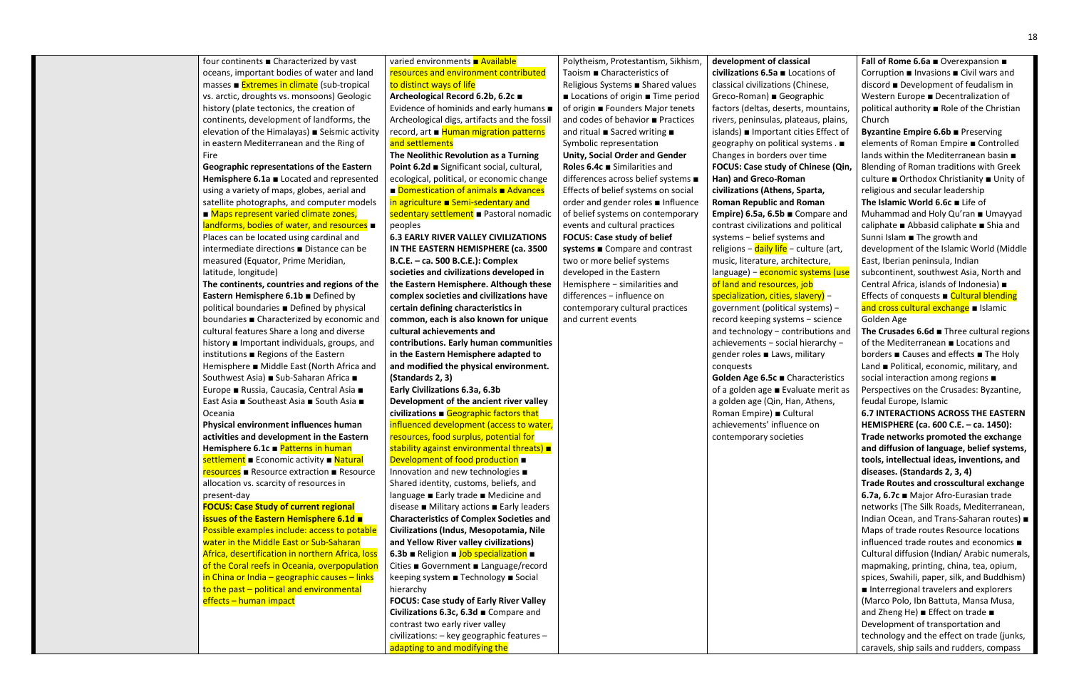four continents ■ Characterized by vast oceans, important bodies of water and land masses ■ Extremes in climate (sub-tropical vs. arctic, droughts vs. monsoons) Geologic history (plate tectonics, the creation of continents, development of landforms, the elevation of the Himalayas) ■ Seismic activity in eastern Mediterranean and the Ring of Fire

**Geographic representations of the Eastern Hemisphere 6.1a** ■ Located and represented using a variety of maps, globes, aerial and satellite photographs, and computer models ■ Maps represent varied climate zones, landforms, bodies of water, and resources ■ Places can be located using cardinal and intermediate directions ■ Distance can be measured (Equator, Prime Meridian, latitude, longitude)

**The continents, countries and regions of the Eastern Hemisphere 6.1b** ■ Defined by political boundaries ■ Defined by physical boundaries ■ Characterized by economic and cultural features Share a long and diverse history ■ Important individuals, groups, and institutions ■ Regions of the Eastern Hemisphere ■ Middle East (North Africa and Southwest Asia) ■ Sub-Saharan Africa ■ Europe ■ Russia, Caucasia, Central Asia ■ East Asia ■ Southeast Asia ■ South Asia ■ Oceania

**Physical environment influences human activities and development in the Eastern Hemisphere 6.1c** ■ Patterns in human settlement ■ Economic activity ■ Natural resources ■ Resource extraction ■ Resource allocation vs. scarcity of resources in present-day

**FOCUS: Case Study of current regional issues of the Eastern Hemisphere 6.1d ■** Possible examples include: access to potable water in the Middle East or Sub-Saharan Africa, desertification in northern Africa, loss of the Coral reefs in Oceania, overpopulation in China or India – geographic causes – links to the past – political and environmental effects – human impact

varied environments ■ Available resources and environment contributed to distinct ways of life

**Archeological Record 6.2b, 6.2c** ■ Evidence of hominids and early humans ■ Archeological digs, artifacts and the fossil record, art ■ Human migration patterns and settlements

**The Neolithic Revolution as a Turning Point 6.2d** ■ Significant social, cultural, ecological, political, or economic change ■ Domestication of animals ■ Advances in agriculture ■ Semi-sedentary and sedentary settlement ■ Pastoral nomadic peoples

**6.3 EARLY RIVER VALLEY CIVILIZATIONS IN THE EASTERN HEMISPHERE (ca. 3500 B.C.E. – ca. 500 B.C.E.): Complex societies and civilizations developed in the Eastern Hemisphere. Although these complex societies and civilizations have certain defining characteristics in common, each is also known for unique cultural achievements and contributions. Early human communities in the Eastern Hemisphere adapted to and modified the physical environment. (Standards 2, 3)**

**Early Civilizations 6.3a, 6.3b**

**Development of the ancient river valley civilizations** ■ Geographic factors that influenced development (access to water, resources, food surplus, potential for stability against environmental threats) ■ Development of food production ■ Innovation and new technologies ■ Shared identity, customs, beliefs, and language ■ Early trade ■ Medicine and disease ■ Military actions ■ Early leaders

**Characteristics of Complex Societies and Civilizations (Indus, Mesopotamia, Nile and Yellow River valley civilizations) 6.3b** ■ Religion ■ Job specialization ■ Cities ■ Government ■ Language/record keeping system ■ Technology ■ Social hierarchy

**FOCUS: Case study of Early River Valley Civilizations 6.3c, 6.3d** ■ Compare and contrast two early river valley civilizations: – key geographic features – adapting to and modifying the

Polytheism, Protestantism, Sikhism, Taoism ■ Characteristics of Religious Systems ■ Shared values ■ Locations of origin ■ Time period of origin ■ Founders Major tenets and codes of behavior ■ Practices and ritual ■ Sacred writing ■ Symbolic representation

**Unity, Social Order and Gender Roles 6.4c** ■ Similarities and differences across belief systems ■ Effects of belief systems on social order and gender roles ■ Influence of belief systems on contemporary events and cultural practices

**FOCUS: Case study of belief systems** ■ Compare and contrast two or more belief systems developed in the Eastern Hemisphere – similarities and differences – influence on contemporary cultural practices and current events

**development of classical civilizations 6.5a** ■ Locations of classical civilizations (Chinese, Greco-Roman) ■ Geographic factors (deltas, deserts, mountains, rivers, peninsulas, plateaus, plains, islands) ■ Important cities Effect of geography on political systems . ■ Changes in borders over time

**FOCUS: Case study of Chinese (Qin, Han) and Greco-Roman civilizations (Athens, Sparta, Roman Republic and Roman Empire) 6.5a, 6.5b** ■ Compare and contrast civilizations and political systems – belief systems and religions – daily life – culture (art, music, literature, architecture, language) – economic systems (use of land and resources, job specialization, cities, slavery) – government (political systems) – record keeping systems – science and technology – contributions and achievements – social hierarchy – gender roles ■ Laws, military conquests

**Golden Age 6.5c** ■ Characteristics of a golden age ■ Evaluate merit as a golden age (Qin, Han, Athens, Roman Empire) ■ Cultural achievements' influence on contemporary societies

**Fall of Rome 6.6a** ■ Overexpansion ■ Corruption ■ Invasions ■ Civil wars and discord ■ Development of feudalism in Western Europe ■ Decentralization of political authority ■ Role of the Christian Church

**Byzantine Empire 6.6b** ■ Preserving elements of Roman Empire ■ Controlled lands within the Mediterranean basin ■ Blending of Roman traditions with Greek culture ■ Orthodox Christianity ■ Unity of religious and secular leadership

**The Islamic World 6.6c** ■ Life of Muhammad and Holy Qu'ran ■ Umayyad caliphate ■ Abbasid caliphate ■ Shia and Sunni Islam ■ The growth and development of the Islamic World (Middle East, Iberian peninsula, Indian subcontinent, southwest Asia, North and Central Africa, islands of Indonesia) ■ Effects of conquests ■ Cultural blending and cross cultural exchange ■ Islamic Golden Age

**The Crusades 6.6d** ■ Three cultural regions of the Mediterranean ■ Locations and borders ■ Causes and effects ■ The Holy Land ■ Political, economic, military, and social interaction among regions ■ Perspectives on the Crusades: Byzantine, feudal Europe, Islamic

**6.7 INTERACTIONS ACROSS THE EASTERN HEMISPHERE (ca. 600 C.E. – ca. 1450): Trade networks promoted the exchange and diffusion of language, belief systems, tools, intellectual ideas, inventions, and diseases. (Standards 2, 3, 4)**

**Trade Routes and crosscultural exchange 6.7a, 6.7c** ■ Major Afro-Eurasian trade networks (The Silk Roads, Mediterranean, Indian Ocean, and Trans-Saharan routes) ■ Maps of trade routes Resource locations influenced trade routes and economics ■ Cultural diffusion (Indian/ Arabic numerals, mapmaking, printing, china, tea, opium, spices, Swahili, paper, silk, and Buddhism) ■ Interregional travelers and explorers (Marco Polo, Ibn Battuta, Mansa Musa, and Zheng He) ■ Effect on trade ■ Development of transportation and technology and the effect on trade (junks, caravels, ship sails and rudders, compass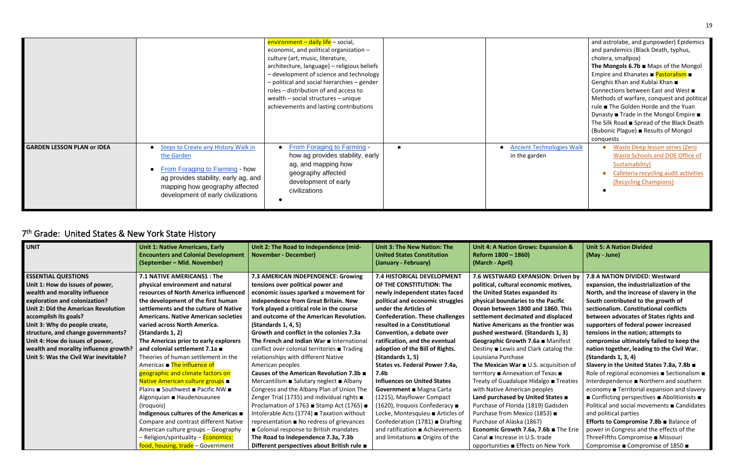| | | | | | |
|---|---|---|---|---|---|
| | | environment – daily life – social, economic, and political organization – culture (art, music, literature, architecture, language) – religious beliefs – development of science and technology – political and social hierarchies – gender roles – distribution of and access to wealth – social structures – unique achievements and lasting contributions | | | and astrolabe, and gunpowder) Epidemics and pandemics (Black Death, typhus, cholera, smallpox) **The Mongols 6.7b** ■ Maps of the Mongol Empire and Khanates ■ Pastoralism ■ Genghis Khan and Kublai Khan ■ Connections between East and West ■ Methods of warfare, conquest and political rule ■ The Golden Horde and the Yuan Dynasty ■ Trade in the Mongol Empire ■ The Silk Road ■ Spread of the Black Death (Bubonic Plague) ■ Results of Mongol conquests |
| **GARDEN LESSON PLAN or IDEA** | • Steps to Create any History Walk in the Garden<br>• From Foraging to Farming - how ag provides stability, early ag, and mapping how geography affected development of early civilizations | • From Foraging to Farming - how ag provides stability, early ag, and mapping how geography affected development of early civilizations<br>• | • | • Ancient Technologies Walk in the garden | • Waste Deep lesson series (Zero Waste Schools and DOE Office of Sustainability)<br>• Cafeteria recycling audit activities (Recycling Champions)<br>• |

## 7th Grade: United States & New York State History

| **UNIT** | **Unit 1: Native Americans, Early Encounters and Colonial Development (September – Mid. November)** | **Unit 2: The Road to Independence (mid-November - December)** | **Unit 3: The New Nation: The United States Constitution (January - February)** | **Unit 4: A Nation Grows: Expansion & Reform 1800 – 1860) (March - April)** | **Unit 5: A Nation Divided (May - June)** |
|---|---|---|---|---|---|
| **ESSENTIAL QUESTIONS**<br>**Unit 1: How do issues of power, wealth and morality influence exploration and colonization?**<br>**Unit 2: Did the American Revolution accomplish its goals?**<br>**Unit 3: Why do people create, structure, and change governments?**<br>**Unit 4: How do issues of power, wealth and morality influence growth?**<br>**Unit 5: Was the Civil War inevitable?** | **7.1 NATIVE AMERICANS1 : The physical environment and natural resources of North America influenced the development of the first human settlements and the culture of Native Americans. Native American societies varied across North America. (Standards 1, 2)**<br>**The Americas prior to early explorers and colonial settlement 7.1a** ■ Theories of human settlement in the Americas ■ The influence of geographic and climate factors on Native American culture groups ■ Plains ■ Southwest ■ Pacific NW ■ Algonquian ■ Haudenosaunee (Iroquois)<br>**Indigenous cultures of the Americas** ■ Compare and contrast different Native American culture groups – Geography – Religion/spirituality – Economics: food, housing, trade – Government | **7.3 AMERICAN INDEPENDENCE: Growing tensions over political power and economic issues sparked a movement for independence from Great Britain. New York played a critical role in the course and outcome of the American Revolution. (Standards 1, 4, 5)**<br>**Growth and conflict in the colonies 7.3a**<br>**The French and Indian War** ■ International conflict over colonial territories ■ Trading relationships with different Native American peoples<br>**Causes of the American Revolution 7.3b** ■ Mercantilism ■ Salutary neglect ■ Albany Congress and the Albany Plan of Union The Zenger Trial (1735) and individual rights ■ Proclamation of 1763 ■ Stamp Act (1765) ■ Intolerable Acts (1774) ■ Taxation without representation ■ No redress of grievances ■ Colonial response to British mandates<br>**The Road to Independence 7.3a, 7.3b**<br>**Different perspectives about British rule** ■ | **7.4 HISTORICAL DEVELOPMENT OF THE CONSTITUTION: The newly independent states faced political and economic struggles under the Articles of Confederation. These challenges resulted in a Constitutional Convention, a debate over ratification, and the eventual adoption of the Bill of Rights. (Standards 1, 5)**<br>**States vs. Federal Power 7.4a, 7.4b**<br>**Influences on United States Government** ■ Magna Carta (1215), Mayflower Compact (1620), Iroquois Confederacy ■ Locke, Montesquieu ■ Articles of Confederation (1781) ■ Drafting and ratification ■ Achievements and limitations ■ Origins of the | **7.6 WESTWARD EXPANSION: Driven by political, cultural economic motives, the United States expanded its physical boundaries to the Pacific Ocean between 1800 and 1860. This settlement decimated and displaced Native Americans as the frontier was pushed westward. (Standards 1, 3)**<br>**Geographic Growth 7.6a** ■ Manifest Destiny ■ Lewis and Clark catalog the Louisiana Purchase<br>**The Mexican War** ■ U.S. acquisition of territory ■ Annexation of Texas ■ Treaty of Guadalupe Hidalgo ■ Treaties with Native American peoples<br>**Land purchased by United States** ■ Purchase of Florida (1819) Gadsden Purchase from Mexico (1853) ■ Purchase of Alaska (1867)<br>**Economic Growth 7.6a, 7.6b** ■ The Erie Canal ■ Increase in U.S. trade opportunities ■ Effects on New York | **7.8 A NATION DIVIDED: Westward expansion, the industrialization of the North, and the increase of slavery in the South contributed to the growth of sectionalism. Constitutional conflicts between advocates of States rights and supporters of federal power increased tensions in the nation; attempts to compromise ultimately failed to keep the nation together, leading to the Civil War. (Standards 1, 3, 4)**<br>**Slavery in the United States 7.8a, 7.8b** ■ Role of regional economies ■ Sectionalism ■ Interdependence ■ Northern and southern economy ■ Territorial expansion and slavery ■ Conflicting perspectives ■ Abolitionists ■ Political and social movements ■ Candidates and political parties<br>**Efforts to Compromise 7.8b** ■ Balance of power in Congress and the effects of the ThreeFifths Compromise ■ Missouri Compromise ■ Compromise of 1850 ■ |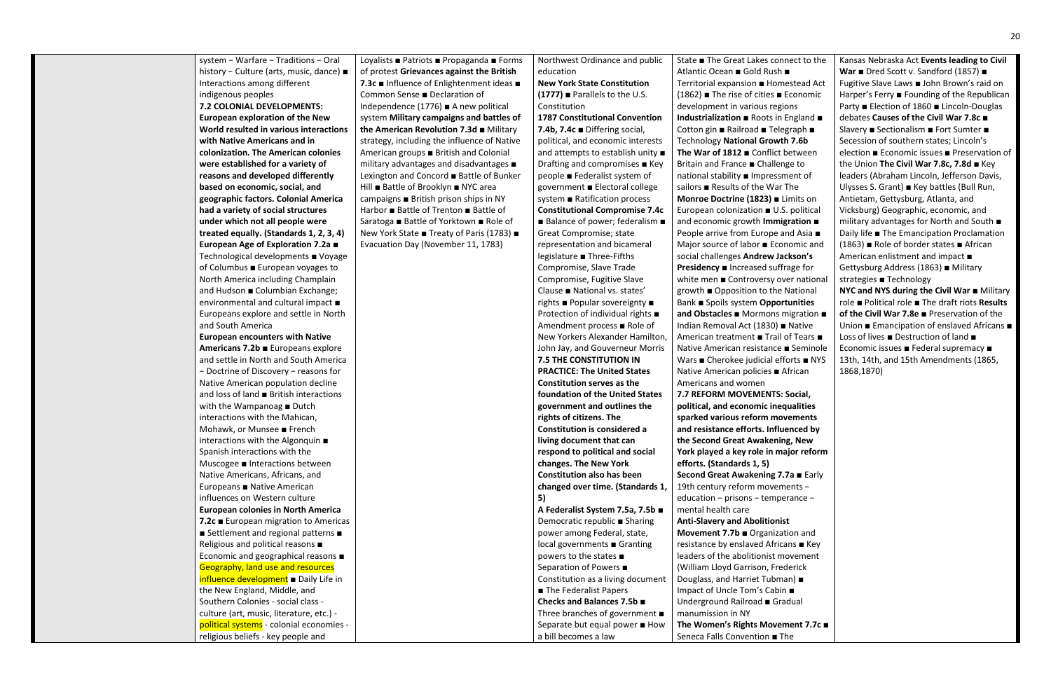system – Warfare – Traditions – Oral history – Culture (arts, music, dance) ■ Interactions among different indigenous peoples

**7.2 COLONIAL DEVELOPMENTS: European exploration of the New World resulted in various interactions with Native Americans and in colonization. The American colonies were established for a variety of reasons and developed differently based on economic, social, and geographic factors. Colonial America had a variety of social structures under which not all people were treated equally. (Standards 1, 2, 3, 4)**

**European Age of Exploration 7.2a** ■ Technological developments ■ Voyage of Columbus ■ European voyages to North America including Champlain and Hudson ■ Columbian Exchange; environmental and cultural impact ■ Europeans explore and settle in North and South America

**European encounters with Native Americans 7.2b** ■ Europeans explore and settle in North and South America – Doctrine of Discovery – reasons for Native American population decline and loss of land ■ British interactions with the Wampanoag ■ Dutch interactions with the Mahican, Mohawk, or Munsee ■ French interactions with the Algonquin ■ Spanish interactions with the Muscogee ■ Interactions between Native Americans, Africans, and Europeans ■ Native American influences on Western culture

**European colonies in North America 7.2c** ■ European migration to Americas ■ Settlement and regional patterns ■ Religious and political reasons ■ Economic and geographical reasons ■ Geography, land use and resources influence development ■ Daily Life in the New England, Middle, and Southern Colonies - social class - culture (art, music, literature, etc.) - political systems - colonial economies - religious beliefs - key people and

Loyalists ■ Patriots ■ Propaganda ■ Forms of protest **Grievances against the British 7.3c** ■ Influence of Enlightenment ideas ■ Common Sense ■ Declaration of Independence (1776) ■ A new political system **Military campaigns and battles of the American Revolution 7.3d** ■ Military strategy, including the influence of Native American groups ■ British and Colonial military advantages and disadvantages ■ Lexington and Concord ■ Battle of Bunker Hill ■ Battle of Brooklyn ■ NYC area campaigns ■ British prison ships in NY Harbor ■ Battle of Trenton ■ Battle of Saratoga ■ Battle of Yorktown ■ Role of New York State ■ Treaty of Paris (1783) ■ Evacuation Day (November 11, 1783)

Northwest Ordinance and public education

**New York State Constitution (1777)** ■ Parallels to the U.S. Constitution

**1787 Constitutional Convention 7.4b, 7.4c** ■ Differing social, political, and economic interests and attempts to establish unity ■ Drafting and compromises ■ Key people ■ Federalist system of government ■ Electoral college system ■ Ratification process

**Constitutional Compromise 7.4c** ■ Balance of power; federalism ■ Great Compromise; state representation and bicameral legislature ■ Three-Fifths Compromise, Slave Trade Compromise, Fugitive Slave Clause ■ National vs. states' rights ■ Popular sovereignty ■ Protection of individual rights ■ Amendment process ■ Role of New Yorkers Alexander Hamilton, John Jay, and Gouverneur Morris

**7.5 THE CONSTITUTION IN PRACTICE: The United States Constitution serves as the foundation of the United States government and outlines the rights of citizens. The Constitution is considered a living document that can respond to political and social changes. The New York Constitution also has been changed over time. (Standards 1, 5)**

**A Federalist System 7.5a, 7.5b** ■ Democratic republic ■ Sharing power among Federal, state, local governments ■ Granting powers to the states ■ Separation of Powers ■ Constitution as a living document ■ The Federalist Papers

**Checks and Balances 7.5b** ■ Three branches of government ■ Separate but equal power ■ How a bill becomes a law

State ■ The Great Lakes connect to the Atlantic Ocean ■ Gold Rush ■ Territorial expansion ■ Homestead Act (1862) ■ The rise of cities ■ Economic development in various regions **Industrialization** ■ Roots in England ■ Cotton gin ■ Railroad ■ Telegraph ■ Technology **National Growth 7.6b**

**The War of 1812** ■ Conflict between Britain and France ■ Challenge to national stability ■ Impressment of sailors ■ Results of the War The **Monroe Doctrine (1823)** ■ Limits on European colonization ■ U.S. political and economic growth **Immigration** ■ People arrive from Europe and Asia ■ Major source of labor ■ Economic and social challenges **Andrew Jackson's Presidency** ■ Increased suffrage for white men ■ Controversy over national growth ■ Opposition to the National Bank ■ Spoils system **Opportunities and Obstacles** ■ Mormons migration ■ Indian Removal Act (1830) ■ Native American treatment ■ Trail of Tears ■ Native American resistance ■ Seminole Wars ■ Cherokee judicial efforts ■ NYS Native American policies ■ African Americans and women

**7.7 REFORM MOVEMENTS: Social, political, and economic inequalities sparked various reform movements and resistance efforts. Influenced by the Second Great Awakening, New York played a key role in major reform efforts. (Standards 1, 5)**

**Second Great Awakening 7.7a** ■ Early 19th century reform movements – education – prisons – temperance – mental health care

**Anti-Slavery and Abolitionist Movement 7.7b** ■ Organization and resistance by enslaved Africans ■ Key leaders of the abolitionist movement (William Lloyd Garrison, Frederick Douglass, and Harriet Tubman) ■ Impact of Uncle Tom's Cabin ■ Underground Railroad ■ Gradual manumission in NY

**The Women's Rights Movement 7.7c** ■ Seneca Falls Convention ■ The

Kansas Nebraska Act **Events leading to Civil War** ■ Dred Scott v. Sandford (1857) ■ Fugitive Slave Laws ■ John Brown's raid on Harper's Ferry ■ Founding of the Republican Party ■ Election of 1860 ■ Lincoln-Douglas debates **Causes of the Civil War 7.8c** ■ Slavery ■ Sectionalism ■ Fort Sumter ■ Secession of southern states; Lincoln's election ■ Economic issues ■ Preservation of the Union **The Civil War 7.8c, 7.8d** ■ Key leaders (Abraham Lincoln, Jefferson Davis, Ulysses S. Grant) ■ Key battles (Bull Run, Antietam, Gettysburg, Atlanta, and Vicksburg) Geographic, economic, and military advantages for North and South ■ Daily life ■ The Emancipation Proclamation (1863) ■ Role of border states ■ African American enlistment and impact ■ Gettysburg Address (1863) ■ Military strategies ■ Technology

**NYC and NYS during the Civil War** ■ Military role ■ Political role ■ The draft riots **Results of the Civil War 7.8e** ■ Preservation of the Union ■ Emancipation of enslaved Africans ■ Loss of lives ■ Destruction of land ■ Economic issues ■ Federal supremacy ■ 13th, 14th, and 15th Amendments (1865, 1868,1870)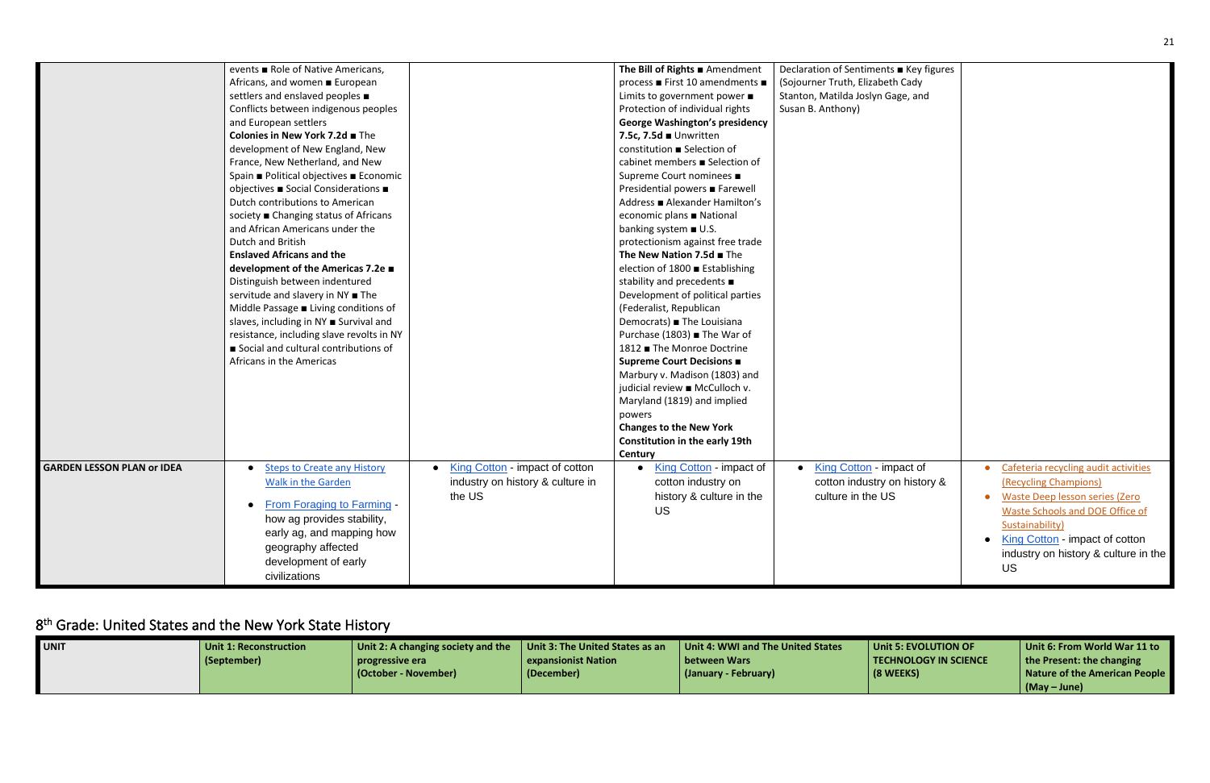| | | | | | |
|---|---|---|---|---|---|
| | events ■ Role of Native Americans, Africans, and women ■ European settlers and enslaved peoples ■ Conflicts between indigenous peoples and European settlers **Colonies in New York 7.2d** ■ The development of New England, New France, New Netherland, and New Spain ■ Political objectives ■ Economic objectives ■ Social Considerations ■ Dutch contributions to American society ■ Changing status of Africans and African Americans under the Dutch and British **Enslaved Africans and the development of the Americas 7.2e** ■ Distinguish between indentured servitude and slavery in NY ■ The Middle Passage ■ Living conditions of slaves, including in NY ■ Survival and resistance, including slave revolts in NY ■ Social and cultural contributions of Africans in the Americas | | **The Bill of Rights** ■ Amendment process ■ First 10 amendments ■ Limits to government power ■ Protection of individual rights **George Washington's presidency 7.5c, 7.5d** ■ Unwritten constitution ■ Selection of cabinet members ■ Selection of Supreme Court nominees ■ Presidential powers ■ Farewell Address ■ Alexander Hamilton's economic plans ■ National banking system ■ U.S. protectionism against free trade **The New Nation 7.5d** ■ The election of 1800 ■ Establishing stability and precedents ■ Development of political parties (Federalist, Republican Democrats) ■ The Louisiana Purchase (1803) ■ The War of 1812 ■ The Monroe Doctrine **Supreme Court Decisions** ■ Marbury v. Madison (1803) and judicial review ■ McCulloch v. Maryland (1819) and implied powers **Changes to the New York Constitution in the early 19th Century** | Declaration of Sentiments ■ Key figures (Sojourner Truth, Elizabeth Cady Stanton, Matilda Joslyn Gage, and Susan B. Anthony) | |
| **GARDEN LESSON PLAN or IDEA** | • Steps to Create any History Walk in the Garden<br>• From Foraging to Farming - how ag provides stability, early ag, and mapping how geography affected development of early civilizations | • King Cotton - impact of cotton industry on history & culture in the US | • King Cotton - impact of cotton industry on history & culture in the US | • King Cotton - impact of cotton industry on history & culture in the US | • Cafeteria recycling audit activities (Recycling Champions)<br>• Waste Deep lesson series (Zero Waste Schools and DOE Office of Sustainability)<br>• King Cotton - impact of cotton industry on history & culture in the US |

## 8th Grade: United States and the New York State History

| UNIT | Unit 1: Reconstruction (September) | Unit 2: A changing society and the progressive era (October - November) | Unit 3: The United States as an expansionist Nation (December) | Unit 4: WWI and The United States between Wars (January - February) | Unit 5: EVOLUTION OF TECHNOLOGY IN SCIENCE (8 WEEKS) | Unit 6: From World War 11 to the Present: the changing Nature of the American People (May – June) |
|---|---|---|---|---|---|---|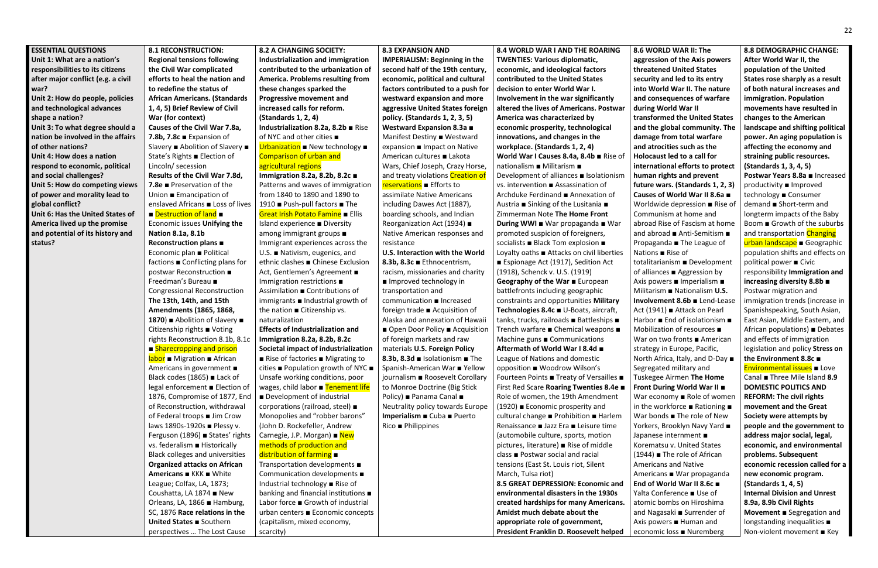| ESSENTIAL QUESTIONS | 8.1 RECONSTRUCTION: | 8.2 A CHANGING SOCIETY: | 8.3 EXPANSION AND | 8.4 WORLD WAR I AND THE ROARING | 8.6 WORLD WAR II: The | 8.8 DEMOGRAPHIC CHANGE: |
|---|---|---|---|---|---|---|
| **Unit 1: What are a nation's responsibilities to its citizens after major conflict (e.g. a civil war?** **Unit 2: How do people, policies and technological advances shape a nation?** **Unit 3: To what degree should a nation be involved in the affairs of other nations?** **Unit 4: How does a nation respond to economic, political and social challenges?** **Unit 5: How do competing views of power and morality lead to global conflict?** **Unit 6: Has the United States of America lived up the promise and potential of its history and status?** | **Regional tensions following the Civil War complicated efforts to heal the nation and to redefine the status of African Americans. (Standards 1, 4, 5) Brief Review of Civil War (for context)** **Causes of the Civil War 7.8a, 7.8b, 7.8c** ■ Expansion of Slavery ■ Abolition of Slavery ■ State's Rights ■ Election of Lincoln/ secession **Results of the Civil War 7.8d, 7.8e** ■ Preservation of the Union ■ Emancipation of enslaved Africans ■ Loss of lives ■ Destruction of land ■ Economic issues **Unifying the Nation 8.1a, 8.1b** **Reconstruction plans** ■ Economic plan ■ Political factions ■ Conflicting plans for postwar Reconstruction ■ Freedman's Bureau ■ Congressional Reconstruction **The 13th, 14th, and 15th Amendments (1865, 1868, 1870**) ■ Abolition of slavery ■ Citizenship rights ■ Voting rights Reconstruction 8.1b, 8.1c ■ Sharecropping and prison labor ■ Migration ■ African Americans in government ■ Black codes (1865) ■ Lack of legal enforcement ■ Election of 1876, Compromise of 1877, End of Reconstruction, withdrawal of Federal troops ■ Jim Crow laws 1890s-1920s ■ Plessy v. Ferguson (1896) ■ States' rights vs. federalism ■ Historically Black colleges and universities **Organized attacks on African Americans** ■ KKK ■ White League; Colfax, LA, 1873; Coushatta, LA 1874 ■ New Orleans, LA, 1866 ■ Hamburg, SC, 1876 **Race relations in the United States** ■ Southern perspectives … The Lost Cause | **Industrialization and immigration contributed to the urbanization of America. Problems resulting from these changes sparked the Progressive movement and increased calls for reform. (Standards 1, 2)** **Industrialization 8.2a, 8.2b** ■ Rise of NYC and other cities ■ Urbanization ■ New technology ■ Comparison of urban and agricultural regions **Immigration 8.2a, 8.2b, 8.2c** ■ Patterns and waves of immigration from 1840 to 1890 and 1890 to 1910 ■ Push-pull factors ■ The Great Irish Potato Famine ■ Ellis Island experience ■ Diversity among immigrant groups ■ Immigrant experiences across the U.S. ■ Nativism, eugenics, and ethnic clashes ■ Chinese Exclusion Act, Gentlemen's Agreement ■ Immigration restrictions ■ Assimilation ■ Contributions of immigrants ■ Industrial growth of the nation ■ Citizenship vs. naturalization **Effects of Industrialization and Immigration 8.2a, 8.2b, 8.2c** **Societal impact of industrialization** ■ Rise of factories ■ Migrating to cities ■ Population growth of NYC ■ Unsafe working conditions, poor wages, child labor ■ Tenement life ■ Development of industrial corporations (railroad, steel) ■ Monopolies and "robber barons" (John D. Rockefeller, Andrew Carnegie, J.P. Morgan) ■ New methods of production and distribution of farming ■ Transportation developments ■ Communication developments ■ Industrial technology ■ Rise of banking and financial institutions ■ Labor force ■ Growth of industrial urban centers ■ Economic concepts (capitalism, mixed economy, scarcity) | **IMPERIALISM: Beginning in the second half of the 19th century, economic, political and cultural factors contributed to a push for westward expansion and more aggressive United States foreign policy. (Standards 1, 2, 3, 5)** **Westward Expansion 8.3a** ■ Manifest Destiny ■ Westward expansion ■ Impact on Native American cultures ■ Lakota Wars, Chief Joseph, Crazy Horse, and treaty violations Creation of reservations ■ Efforts to assimilate Native Americans including Dawes Act (1887), boarding schools, and Indian Reorganization Act (1934) ■ Native American responses and resistance **U.S. Interaction with the World 8.3b, 8.3c** ■ Ethnocentrism, racism, missionaries and charity ■ Improved technology in transportation and communication ■ Increased foreign trade ■ Acquisition of Alaska and annexation of Hawaii ■ Open Door Policy ■ Acquisition of foreign markets and raw materials **U.S. Foreign Policy 8.3b, 8.3d** ■ Isolationism ■ The Spanish-American War ■ Yellow journalism ■ Roosevelt Corollary to Monroe Doctrine (Big Stick Policy) ■ Panama Canal ■ Neutrality policy towards Europe **Imperialism** ■ Cuba ■ Puerto Rico ■ Philippines | **TWENTIES: Various diplomatic, economic, and ideological factors contributed to the United States decision to enter World War I. Involvement in the war significantly altered the lives of Americans. Postwar America was characterized by economic prosperity, technological innovations, and changes in the workplace. (Standards 1, 2, 4)** **World War I Causes 8.4a, 8.4b** ■ Rise of nationalism ■ Militarism ■ Development of alliances ■ Isolationism vs. intervention ■ Assassination of Archduke Ferdinand ■ Annexation of Austria ■ Sinking of the Lusitania ■ Zimmerman Note **The Home Front During WWI** ■ War propaganda ■ War promoted suspicion of foreigners, socialists ■ Black Tom explosion ■ Loyalty oaths ■ Attacks on civil liberties ■ Espionage Act (1917), Sedition Act (1918), Schenck v. U.S. (1919) **Geography of the War** ■ European battlefronts including geographic constraints and opportunities **Military Technologies 8.4c** ■ U-Boats, aircraft, tanks, trucks, railroads ■ Battleships ■ Trench warfare ■ Chemical weapons ■ Machine guns ■ Communications **Aftermath of World War I 8.4d** ■ League of Nations and domestic opposition ■ Woodrow Wilson's Fourteen Points ■ Treaty of Versailles ■ First Red Scare **Roaring Twenties 8.4e** ■ Role of women, the 19th Amendment (1920) ■ Economic prosperity and cultural change ■ Prohibition ■ Harlem Renaissance ■ Jazz Era ■ Leisure time (automobile culture, sports, motion pictures, literature) ■ Rise of middle class ■ Postwar social and racial tensions (East St. Louis riot, Silent March, Tulsa riot) **8.5 GREAT DEPRESSION: Economic and environmental disasters in the 1930s created hardships for many Americans. Amidst much debate about the appropriate role of government, President Franklin D. Roosevelt helped** | **aggression of the Axis powers threatened United States security and led to its entry into World War II. The nature and consequences of warfare during World War II transformed the United States and the global community. The damage from total warfare and atrocities such as the Holocaust led to a call for international efforts to protect human rights and prevent future wars. (Standards 1, 2, 3)** **Causes of World War II 8.6a** ■ Worldwide depression ■ Rise of Communism at home and abroad Rise of Fascism at home and abroad ■ Anti-Semitism ■ Propaganda ■ The League of Nations ■ Rise of totalitarianism ■ Development of alliances ■ Aggression by Axis powers ■ Imperialism ■ Militarism ■ Nationalism **U.S. Involvement 8.6b** ■ Lend-Lease Act (1941) ■ Attack on Pearl Harbor ■ End of isolationism ■ Mobilization of resources ■ War on two fronts ■ American strategy in Europe, Pacific, North Africa, Italy, and D-Day ■ Segregated military and Tuskegee Airmen **The Home Front During World War II** ■ War economy ■ Role of women in the workforce ■ Rationing ■ War bonds ■ The role of New Yorkers, Brooklyn Navy Yard ■ Japanese internment ■ Korematsu v. United States (1944) ■ The role of African Americans and Native Americans ■ War propaganda **End of World War II 8.6c** ■ Yalta Conference ■ Use of atomic bombs on Hiroshima and Nagasaki ■ Surrender of Axis powers ■ Human and economic loss ■ Nuremberg | **After World War II, the population of the United States rose sharply as a result of both natural increases and immigration. Population movements have resulted in changes to the American landscape and shifting political power. An aging population is affecting the economy and straining public resources. (Standards 1, 3, 4, 5)** **Postwar Years 8.8a** ■ Increased productivity ■ Improved technology ■ Consumer demand ■ Short-term and longterm impacts of the Baby Boom ■ Growth of the suburbs and transportation Changing urban landscape ■ Geographic population shifts and effects on political power ■ Civic responsibility **Immigration and increasing diversity 8.8b** ■ Postwar migration and immigration trends (increase in Spanishspeaking, South Asian, East Asian, Middle Eastern, and African populations) ■ Debates and effects of immigration legislation and policy **Stress on the Environment 8.8c** ■ Environmental issues ■ Love Canal ■ Three Mile Island **8.9 DOMESTIC POLITICS AND REFORM: The civil rights movement and the Great Society were attempts by people and the government to address major social, legal, economic, and environmental problems. Subsequent economic recession called for a new economic program. (Standards 1, 4, 5)** **Internal Division and Unrest 8.9a, 8.9b Civil Rights Movement** ■ Segregation and longstanding inequalities ■ Non-violent movement ■ Key |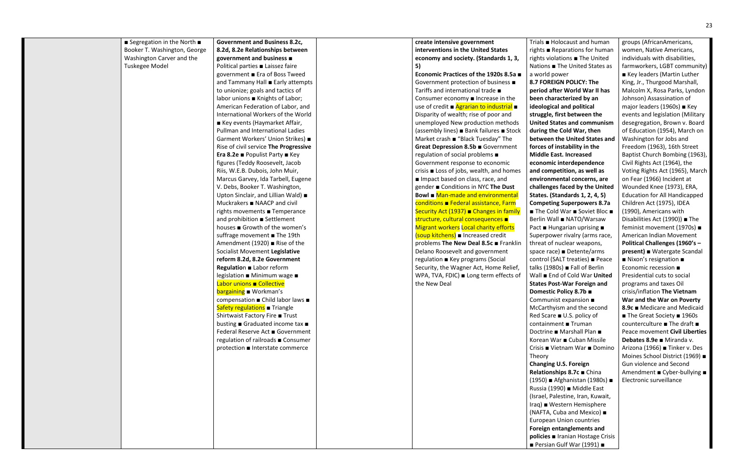| | | | | | |
|---|---|---|---|---|---|
| | ■ Segregation in the North ■ Booker T. Washington, George Washington Carver and the Tuskegee Model | **Government and Business 8.2c, 8.2d, 8.2e Relationships between government and business ■** Political parties ■ Laissez faire government ■ Era of Boss Tweed and Tammany Hall ■ Early attempts to unionize; goals and tactics of labor unions ■ Knights of Labor; American Federation of Labor, and International Workers of the World ■ Key events (Haymarket Affair, Pullman and International Ladies Garment Workers' Union Strikes) ■ Rise of civil service **The Progressive Era 8.2e** ■ Populist Party ■ Key figures (Teddy Roosevelt, Jacob Riis, W.E.B. Dubois, John Muir, Marcus Garvey, Ida Tarbell, Eugene V. Debs, Booker T. Washington, Upton Sinclair, and Lillian Wald) ■ Muckrakers ■ NAACP and civil rights movements ■ Temperance and prohibition ■ Settlement houses ■ Growth of the women's suffrage movement ■ The 19th Amendment (1920) ■ Rise of the Socialist Movement **Legislative reform 8.2d, 8.2e Government Regulation** ■ Labor reform legislation ■ Minimum wage ■ Labor unions ■ Collective bargaining ■ Workman's compensation ■ Child labor laws ■ Safety regulations ■ Triangle Shirtwaist Factory Fire ■ Trust busting ■ Graduated income tax ■ Federal Reserve Act ■ Government regulation of railroads ■ Consumer protection ■ Interstate commerce | | **create intensive government interventions in the United States economy and society. (Standards 1, 3, 5)** **Economic Practices of the 1920s 8.5a** ■ Government protection of business ■ Tariffs and international trade ■ Consumer economy ■ Increase in the use of credit ■ Agrarian to industrial ■ Disparity of wealth; rise of poor and unemployed New production methods (assembly lines) ■ Bank failures ■ Stock Market crash ■ "Black Tuesday" The **Great Depression 8.5b** ■ Government regulation of social problems ■ Government response to economic crisis ■ Loss of jobs, wealth, and homes ■ Impact based on class, race, and gender ■ Conditions in NYC **The Dust Bowl** ■ Man-made and environmental conditions ■ Federal assistance, Farm Security Act (1937) ■ Changes in family structure, cultural consequences ■ Migrant workers Local charity efforts (soup kitchens) ■ Increased credit problems **The New Deal 8.5c** ■ Franklin Delano Roosevelt and government regulation ■ Key programs (Social Security, the Wagner Act, Home Relief, WPA, TVA, FDIC) ■ Long term effects of the New Deal | Trials ■ Holocaust and human rights ■ Reparations for human rights violations ■ The United Nations ■ The United States as a world power **8.7 FOREIGN POLICY: The period after World War II has been characterized by an ideological and political struggle, first between the United States and communism during the Cold War, then between the United States and forces of instability in the Middle East. Increased economic interdependence and competition, as well as environmental concerns, are challenges faced by the United States. (Standards 1, 2, 4, 5) Competing Superpowers 8.7a** ■ The Cold War ■ Soviet Bloc ■ Berlin Wall ■ NATO/Warsaw Pact ■ Hungarian uprising ■ Superpower rivalry (arms race, threat of nuclear weapons, space race) ■ Detente/arms control (SALT treaties) ■ Peace talks (1980s) ■ Fall of Berlin Wall ■ End of Cold War **United States Post-War Foreign and Domestic Policy 8.7b** ■ Communist expansion ■ McCarthyism and the second Red Scare ■ U.S. policy of containment ■ Truman Doctrine ■ Marshall Plan ■ Korean War ■ Cuban Missile Crisis ■ Vietnam War ■ Domino Theory **Changing U.S. Foreign Relationships 8.7c** ■ China (1950) ■ Afghanistan (1980s) ■ Russia (1990) ■ Middle East (Israel, Palestine, Iran, Kuwait, Iraq) ■ Western Hemisphere (NAFTA, Cuba and Mexico) ■ European Union countries **Foreign entanglements and policies** ■ Iranian Hostage Crisis ■ Persian Gulf War (1991) ■ | groups (AfricanAmericans, women, Native Americans, individuals with disabilities, farmworkers, LGBT community) ■ Key leaders (Martin Luther King, Jr., Thurgood Marshall, Malcolm X, Rosa Parks, Lyndon Johnson) Assassination of major leaders (1960s) ■ Key events and legislation (Military desegregation, Brown v. Board of Education (1954), March on Washington for Jobs and Freedom (1963), 16th Street Baptist Church Bombing (1963), Civil Rights Act (1964), the Voting Rights Act (1965), March on Fear (1966) Incident at Wounded Knee (1973), ERA, Education for All Handicapped Children Act (1975), IDEA (1990), Americans with Disabilities Act (1990)) ■ The feminist movement (1970s) ■ American Indian Movement **Political Challenges (1960's – present)** ■ Watergate Scandal ■ Nixon's resignation ■ Economic recession ■ Presidential cuts to social programs and taxes Oil crisis/inflation **The Vietnam War and the War on Poverty 8.9c** ■ Medicare and Medicaid ■ The Great Society ■ 1960s counterculture ■ The draft ■ Peace movement **Civil Liberties Debates 8.9e** ■ Miranda v. Arizona (1966) ■ Tinker v. Des Moines School District (1969) ■ Gun violence and Second Amendment ■ Cyber-bullying ■ Electronic surveillance |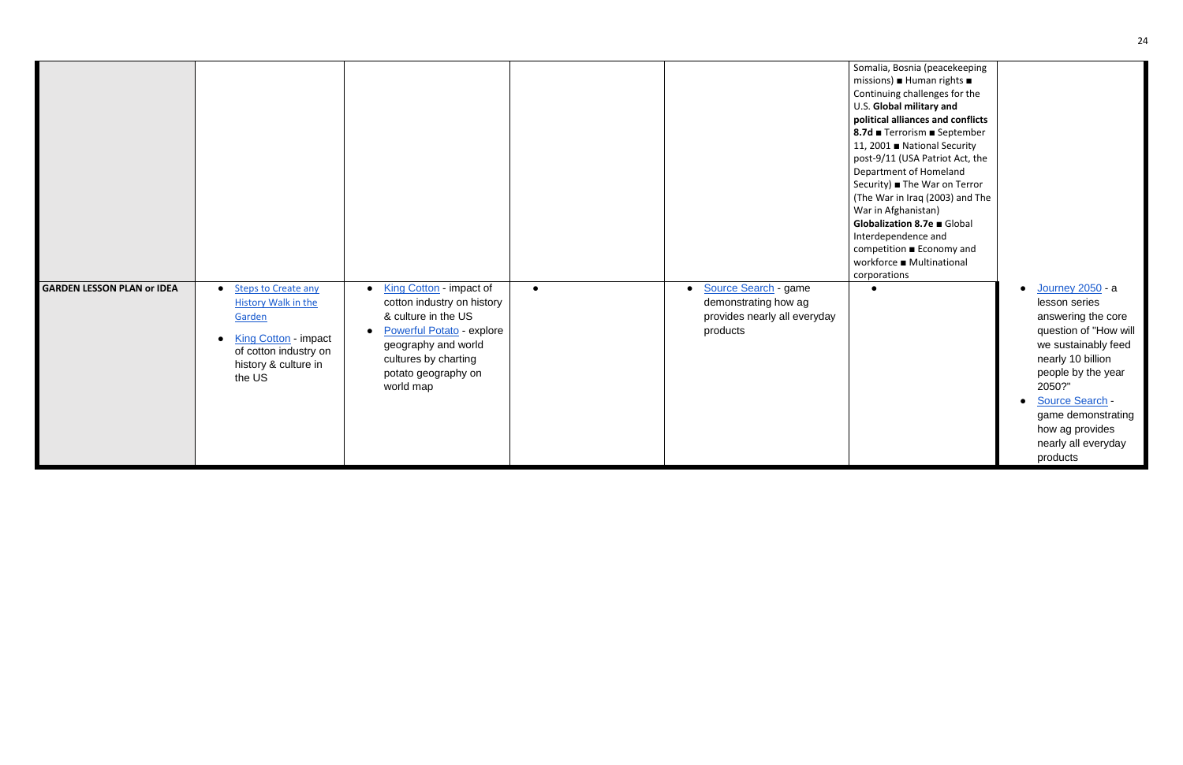| | | | | | | |
|---|---|---|---|---|---|---|
| | | | | | Somalia, Bosnia (peacekeeping missions) ■ Human rights ■ Continuing challenges for the U.S. **Global military and political alliances and conflicts 8.7d** ■ Terrorism ■ September 11, 2001 ■ National Security post-9/11 (USA Patriot Act, the Department of Homeland Security) ■ The War on Terror (The War in Iraq (2003) and The War in Afghanistan) **Globalization 8.7e** ■ Global Interdependence and competition ■ Economy and workforce ■ Multinational corporations | |
| **GARDEN LESSON PLAN or IDEA** | • Steps to Create any History Walk in the Garden<br>• King Cotton - impact of cotton industry on history & culture in the US | • King Cotton - impact of cotton industry on history & culture in the US<br>• Powerful Potato - explore geography and world cultures by charting potato geography on world map | • | • Source Search - game demonstrating how ag provides nearly all everyday products | • | • Journey 2050 - a lesson series answering the core question of "How will we sustainably feed nearly 10 billion people by the year 2050?"<br>• Source Search - game demonstrating how ag provides nearly all everyday products |